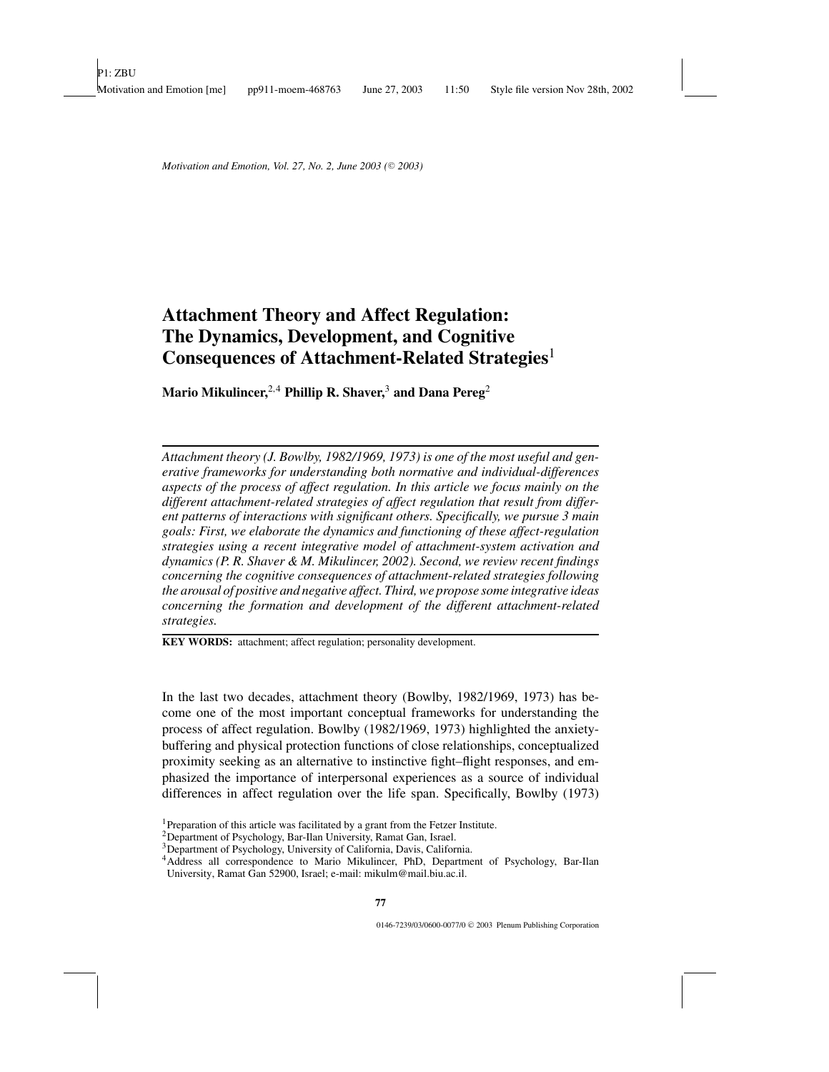# Attachment Theory and Affect Regulation: The Dynamics, Development, and Cognitive Consequences of Attachment-Related Strategies[1]

**Mario Mikulincer,[2,4] Phillip R. Shaver,[3] and Dana Pereg[2]**

*Attachment theory (J. Bowlby, 1982/1969, 1973) is one of the most useful and generative frameworks for understanding both normative and individual-differences aspects of the process of affect regulation. In this article we focus mainly on the different attachment-related strategies of affect regulation that result from different patterns of interactions with significant others. Specifically, we pursue 3 main goals: First, we elaborate the dynamics and functioning of these affect-regulation strategies using a recent integrative model of attachment-system activation and dynamics (P. R. Shaver & M. Mikulincer, 2002). Second, we review recent findings concerning the cognitive consequences of attachment-related strategies following the arousal of positive and negative affect. Third, we propose some integrative ideas concerning the formation and development of the different attachment-related strategies.*

**KEY WORDS:** attachment; affect regulation; personality development.

In the last two decades, attachment theory (Bowlby, 1982/1969, 1973) has become one of the most important conceptual frameworks for understanding the process of affect regulation. Bowlby (1982/1969, 1973) highlighted the anxiety-buffering and physical protection functions of close relationships, conceptualized proximity seeking as an alternative to instinctive fight–flight responses, and emphasized the importance of interpersonal experiences as a source of individual differences in affect regulation over the life span. Specifically, Bowlby (1973)

[1]Preparation of this article was facilitated by a grant from the Fetzer Institute.

[2]Department of Psychology, Bar-Ilan University, Ramat Gan, Israel.

[3]Department of Psychology, University of California, Davis, California.

[4]Address all correspondence to Mario Mikulincer, PhD, Department of Psychology, Bar-Ilan University, Ramat Gan 52900, Israel; e-mail: mikulm@mail.biu.ac.il.

0146-7239/03/0600-0077/0 © 2003 Plenum Publishing Corporation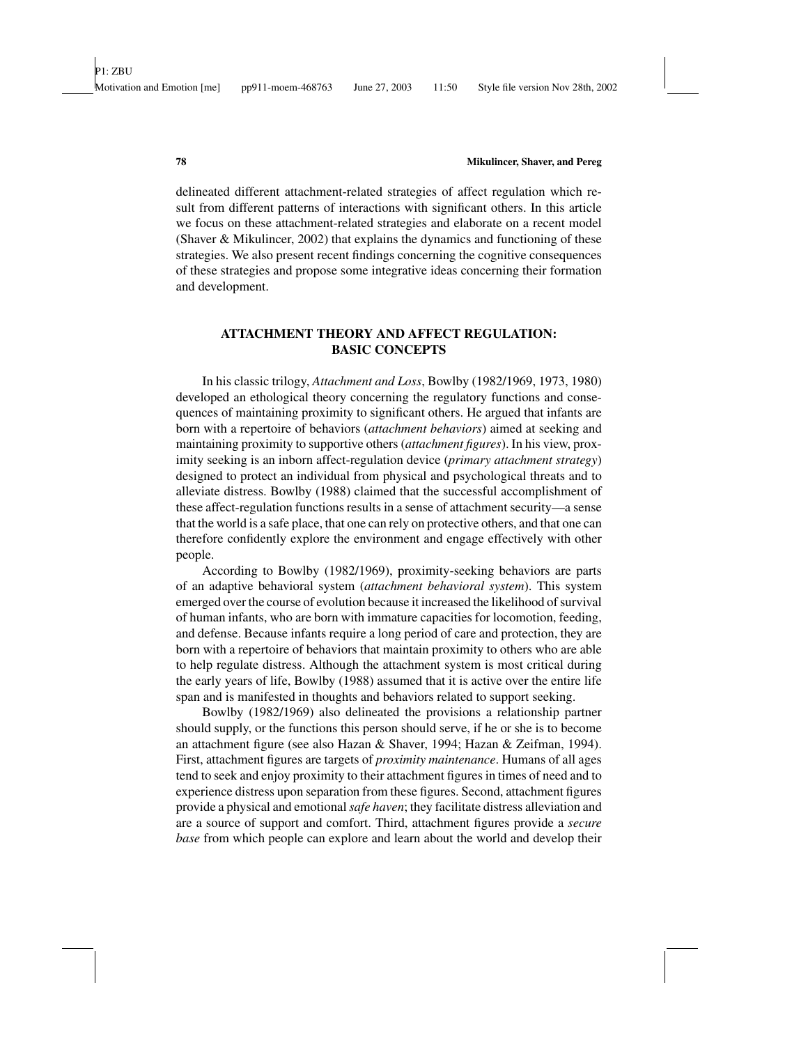delineated different attachment-related strategies of affect regulation which result from different patterns of interactions with significant others. In this article we focus on these attachment-related strategies and elaborate on a recent model (Shaver & Mikulincer, 2002) that explains the dynamics and functioning of these strategies. We also present recent findings concerning the cognitive consequences of these strategies and propose some integrative ideas concerning their formation and development.

## ATTACHMENT THEORY AND AFFECT REGULATION: BASIC CONCEPTS

In his classic trilogy, *Attachment and Loss*, Bowlby (1982/1969, 1973, 1980) developed an ethological theory concerning the regulatory functions and consequences of maintaining proximity to significant others. He argued that infants are born with a repertoire of behaviors (*attachment behaviors*) aimed at seeking and maintaining proximity to supportive others (*attachment figures*). In his view, proximity seeking is an inborn affect-regulation device (*primary attachment strategy*) designed to protect an individual from physical and psychological threats and to alleviate distress. Bowlby (1988) claimed that the successful accomplishment of these affect-regulation functions results in a sense of attachment security—a sense that the world is a safe place, that one can rely on protective others, and that one can therefore confidently explore the environment and engage effectively with other people.

According to Bowlby (1982/1969), proximity-seeking behaviors are parts of an adaptive behavioral system (*attachment behavioral system*). This system emerged over the course of evolution because it increased the likelihood of survival of human infants, who are born with immature capacities for locomotion, feeding, and defense. Because infants require a long period of care and protection, they are born with a repertoire of behaviors that maintain proximity to others who are able to help regulate distress. Although the attachment system is most critical during the early years of life, Bowlby (1988) assumed that it is active over the entire life span and is manifested in thoughts and behaviors related to support seeking.

Bowlby (1982/1969) also delineated the provisions a relationship partner should supply, or the functions this person should serve, if he or she is to become an attachment figure (see also Hazan & Shaver, 1994; Hazan & Zeifman, 1994). First, attachment figures are targets of *proximity maintenance*. Humans of all ages tend to seek and enjoy proximity to their attachment figures in times of need and to experience distress upon separation from these figures. Second, attachment figures provide a physical and emotional *safe haven*; they facilitate distress alleviation and are a source of support and comfort. Third, attachment figures provide a *secure base* from which people can explore and learn about the world and develop their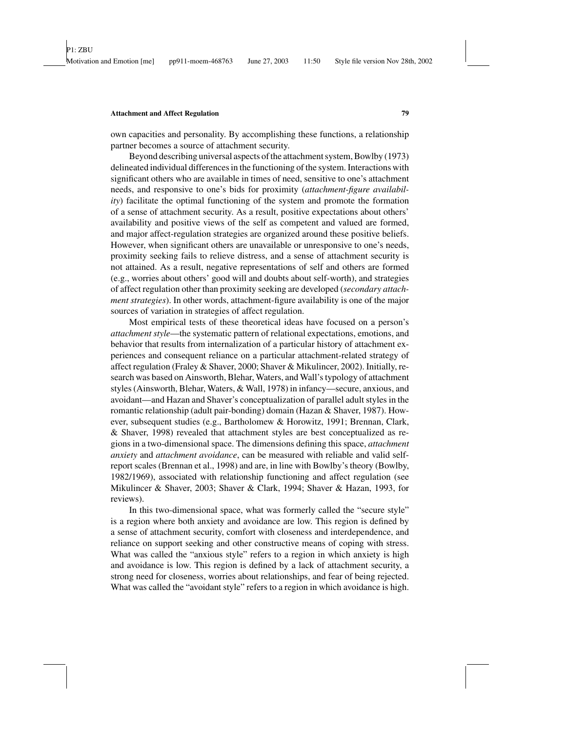own capacities and personality. By accomplishing these functions, a relationship partner becomes a source of attachment security.

Beyond describing universal aspects of the attachment system, Bowlby (1973) delineated individual differences in the functioning of the system. Interactions with significant others who are available in times of need, sensitive to one's attachment needs, and responsive to one's bids for proximity (*attachment-figure availability*) facilitate the optimal functioning of the system and promote the formation of a sense of attachment security. As a result, positive expectations about others' availability and positive views of the self as competent and valued are formed, and major affect-regulation strategies are organized around these positive beliefs. However, when significant others are unavailable or unresponsive to one's needs, proximity seeking fails to relieve distress, and a sense of attachment security is not attained. As a result, negative representations of self and others are formed (e.g., worries about others' good will and doubts about self-worth), and strategies of affect regulation other than proximity seeking are developed (*secondary attachment strategies*). In other words, attachment-figure availability is one of the major sources of variation in strategies of affect regulation.

Most empirical tests of these theoretical ideas have focused on a person's *attachment style*—the systematic pattern of relational expectations, emotions, and behavior that results from internalization of a particular history of attachment experiences and consequent reliance on a particular attachment-related strategy of affect regulation (Fraley & Shaver, 2000; Shaver & Mikulincer, 2002). Initially, research was based on Ainsworth, Blehar, Waters, and Wall's typology of attachment styles (Ainsworth, Blehar, Waters, & Wall, 1978) in infancy—secure, anxious, and avoidant—and Hazan and Shaver's conceptualization of parallel adult styles in the romantic relationship (adult pair-bonding) domain (Hazan & Shaver, 1987). However, subsequent studies (e.g., Bartholomew & Horowitz, 1991; Brennan, Clark, & Shaver, 1998) revealed that attachment styles are best conceptualized as regions in a two-dimensional space. The dimensions defining this space, *attachment anxiety* and *attachment avoidance*, can be measured with reliable and valid self-report scales (Brennan et al., 1998) and are, in line with Bowlby's theory (Bowlby, 1982/1969), associated with relationship functioning and affect regulation (see Mikulincer & Shaver, 2003; Shaver & Clark, 1994; Shaver & Hazan, 1993, for reviews).

In this two-dimensional space, what was formerly called the "secure style" is a region where both anxiety and avoidance are low. This region is defined by a sense of attachment security, comfort with closeness and interdependence, and reliance on support seeking and other constructive means of coping with stress. What was called the "anxious style" refers to a region in which anxiety is high and avoidance is low. This region is defined by a lack of attachment security, a strong need for closeness, worries about relationships, and fear of being rejected. What was called the "avoidant style" refers to a region in which avoidance is high.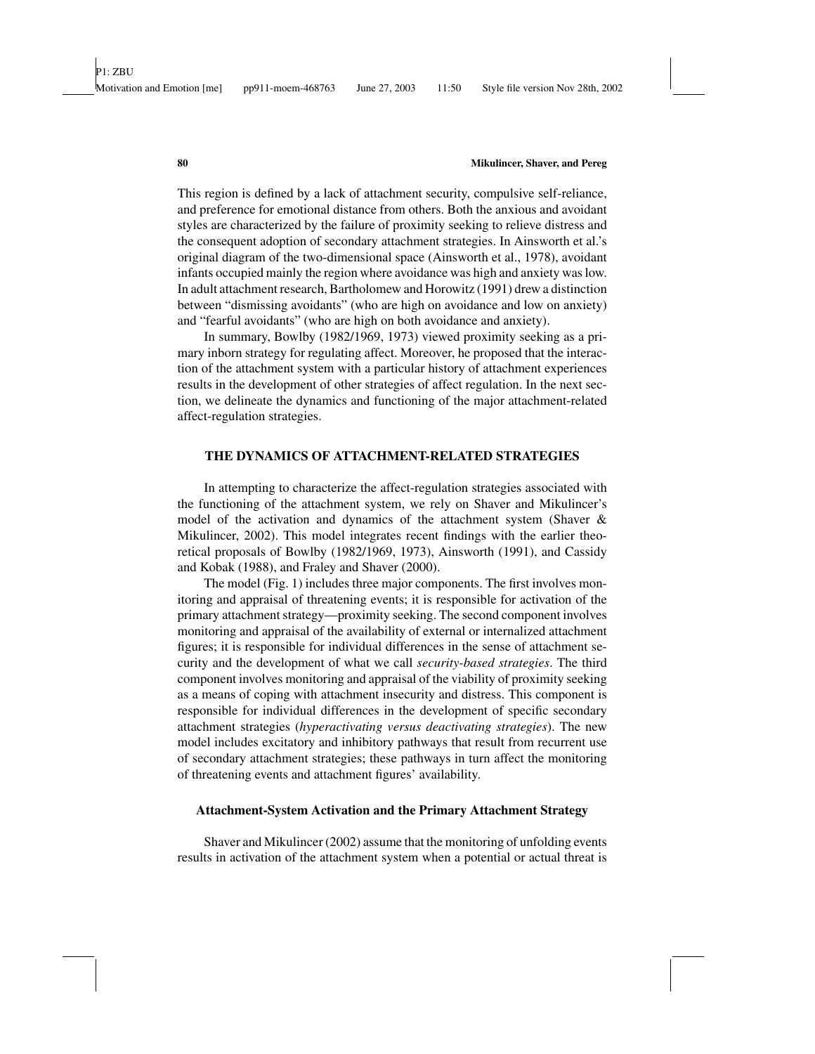This region is defined by a lack of attachment security, compulsive self-reliance, and preference for emotional distance from others. Both the anxious and avoidant styles are characterized by the failure of proximity seeking to relieve distress and the consequent adoption of secondary attachment strategies. In Ainsworth et al.'s original diagram of the two-dimensional space (Ainsworth et al., 1978), avoidant infants occupied mainly the region where avoidance was high and anxiety was low. In adult attachment research, Bartholomew and Horowitz (1991) drew a distinction between "dismissing avoidants" (who are high on avoidance and low on anxiety) and "fearful avoidants" (who are high on both avoidance and anxiety).

In summary, Bowlby (1982/1969, 1973) viewed proximity seeking as a primary inborn strategy for regulating affect. Moreover, he proposed that the interaction of the attachment system with a particular history of attachment experiences results in the development of other strategies of affect regulation. In the next section, we delineate the dynamics and functioning of the major attachment-related affect-regulation strategies.

## THE DYNAMICS OF ATTACHMENT-RELATED STRATEGIES

In attempting to characterize the affect-regulation strategies associated with the functioning of the attachment system, we rely on Shaver and Mikulincer's model of the activation and dynamics of the attachment system (Shaver & Mikulincer, 2002). This model integrates recent findings with the earlier theoretical proposals of Bowlby (1982/1969, 1973), Ainsworth (1991), and Cassidy and Kobak (1988), and Fraley and Shaver (2000).

The model (Fig. 1) includes three major components. The first involves monitoring and appraisal of threatening events; it is responsible for activation of the primary attachment strategy—proximity seeking. The second component involves monitoring and appraisal of the availability of external or internalized attachment figures; it is responsible for individual differences in the sense of attachment security and the development of what we call *security-based strategies*. The third component involves monitoring and appraisal of the viability of proximity seeking as a means of coping with attachment insecurity and distress. This component is responsible for individual differences in the development of specific secondary attachment strategies (*hyperactivating versus deactivating strategies*). The new model includes excitatory and inhibitory pathways that result from recurrent use of secondary attachment strategies; these pathways in turn affect the monitoring of threatening events and attachment figures' availability.

### Attachment-System Activation and the Primary Attachment Strategy

Shaver and Mikulincer (2002) assume that the monitoring of unfolding events results in activation of the attachment system when a potential or actual threat is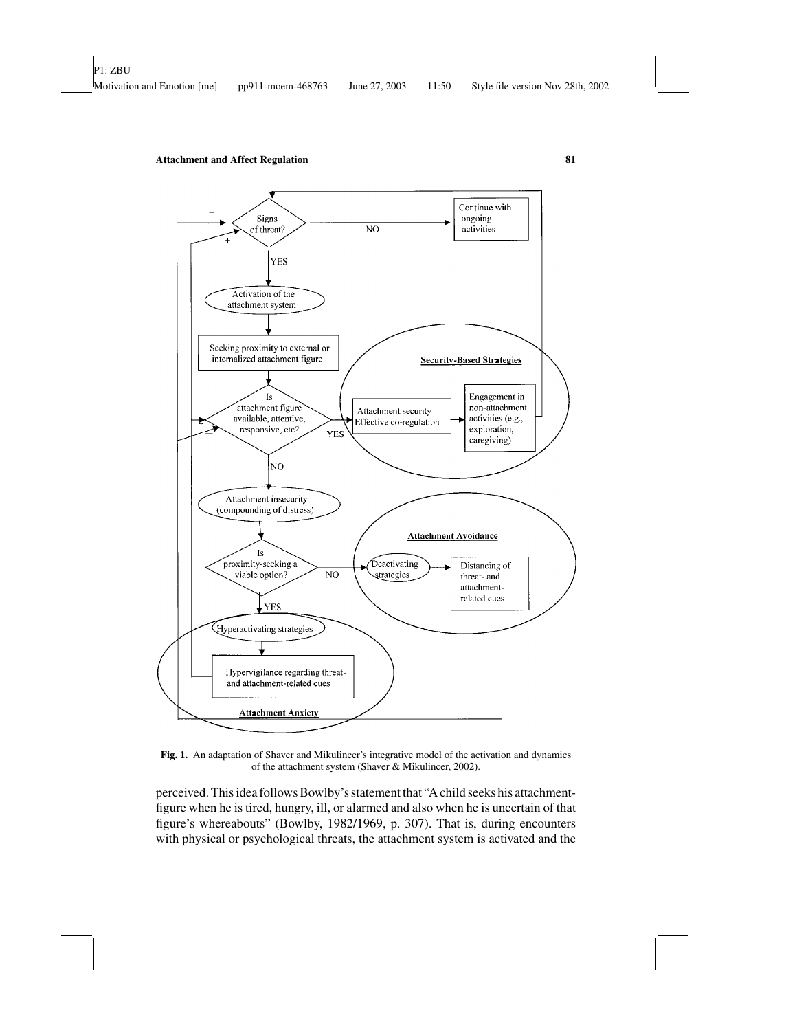**Fig. 1.** An adaptation of Shaver and Mikulincer's integrative model of the activation and dynamics of the attachment system (Shaver & Mikulincer, 2002).

perceived. This idea follows Bowlby's statement that "A child seeks his attachment-figure when he is tired, hungry, ill, or alarmed and also when he is uncertain of that figure's whereabouts" (Bowlby, 1982/1969, p. 307). That is, during encounters with physical or psychological threats, the attachment system is activated and the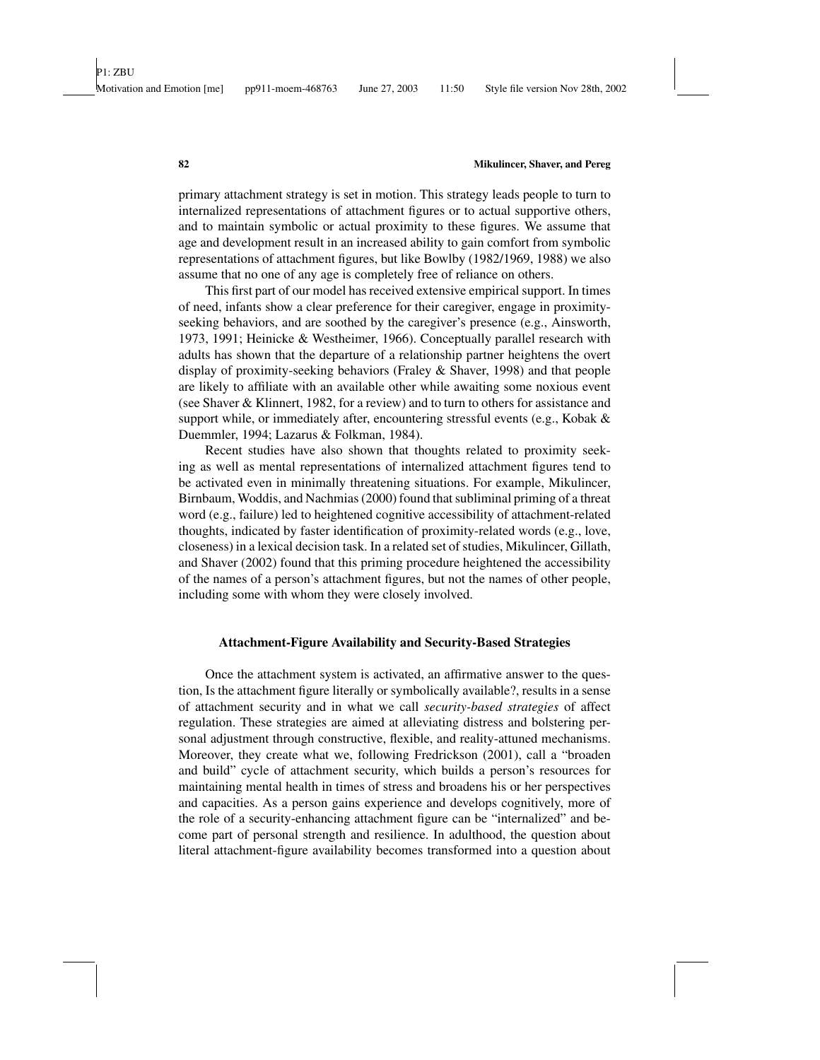primary attachment strategy is set in motion. This strategy leads people to turn to internalized representations of attachment figures or to actual supportive others, and to maintain symbolic or actual proximity to these figures. We assume that age and development result in an increased ability to gain comfort from symbolic representations of attachment figures, but like Bowlby (1982/1969, 1988) we also assume that no one of any age is completely free of reliance on others.

This first part of our model has received extensive empirical support. In times of need, infants show a clear preference for their caregiver, engage in proximity-seeking behaviors, and are soothed by the caregiver's presence (e.g., Ainsworth, 1973, 1991; Heinicke & Westheimer, 1966). Conceptually parallel research with adults has shown that the departure of a relationship partner heightens the overt display of proximity-seeking behaviors (Fraley & Shaver, 1998) and that people are likely to affiliate with an available other while awaiting some noxious event (see Shaver & Klinnert, 1982, for a review) and to turn to others for assistance and support while, or immediately after, encountering stressful events (e.g., Kobak & Duemmler, 1994; Lazarus & Folkman, 1984).

Recent studies have also shown that thoughts related to proximity seeking as well as mental representations of internalized attachment figures tend to be activated even in minimally threatening situations. For example, Mikulincer, Birnbaum, Woddis, and Nachmias (2000) found that subliminal priming of a threat word (e.g., failure) led to heightened cognitive accessibility of attachment-related thoughts, indicated by faster identification of proximity-related words (e.g., love, closeness) in a lexical decision task. In a related set of studies, Mikulincer, Gillath, and Shaver (2002) found that this priming procedure heightened the accessibility of the names of a person's attachment figures, but not the names of other people, including some with whom they were closely involved.

### Attachment-Figure Availability and Security-Based Strategies

Once the attachment system is activated, an affirmative answer to the question, Is the attachment figure literally or symbolically available?, results in a sense of attachment security and in what we call *security-based strategies* of affect regulation. These strategies are aimed at alleviating distress and bolstering personal adjustment through constructive, flexible, and reality-attuned mechanisms. Moreover, they create what we, following Fredrickson (2001), call a "broaden and build" cycle of attachment security, which builds a person's resources for maintaining mental health in times of stress and broadens his or her perspectives and capacities. As a person gains experience and develops cognitively, more of the role of a security-enhancing attachment figure can be "internalized" and become part of personal strength and resilience. In adulthood, the question about literal attachment-figure availability becomes transformed into a question about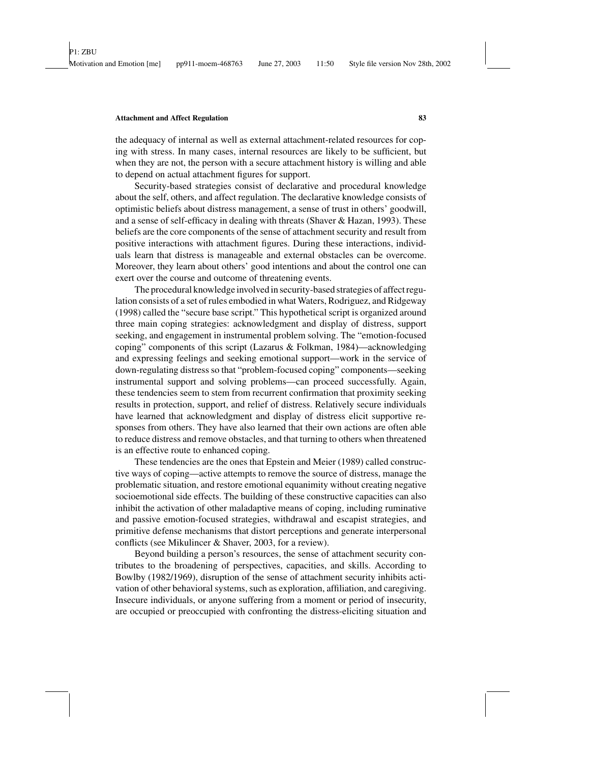the adequacy of internal as well as external attachment-related resources for coping with stress. In many cases, internal resources are likely to be sufficient, but when they are not, the person with a secure attachment history is willing and able to depend on actual attachment figures for support.

Security-based strategies consist of declarative and procedural knowledge about the self, others, and affect regulation. The declarative knowledge consists of optimistic beliefs about distress management, a sense of trust in others' goodwill, and a sense of self-efficacy in dealing with threats (Shaver & Hazan, 1993). These beliefs are the core components of the sense of attachment security and result from positive interactions with attachment figures. During these interactions, individuals learn that distress is manageable and external obstacles can be overcome. Moreover, they learn about others' good intentions and about the control one can exert over the course and outcome of threatening events.

The procedural knowledge involved in security-based strategies of affect regulation consists of a set of rules embodied in what Waters, Rodriguez, and Ridgeway (1998) called the "secure base script." This hypothetical script is organized around three main coping strategies: acknowledgment and display of distress, support seeking, and engagement in instrumental problem solving. The "emotion-focused coping" components of this script (Lazarus & Folkman, 1984)—acknowledging and expressing feelings and seeking emotional support—work in the service of down-regulating distress so that "problem-focused coping" components—seeking instrumental support and solving problems—can proceed successfully. Again, these tendencies seem to stem from recurrent confirmation that proximity seeking results in protection, support, and relief of distress. Relatively secure individuals have learned that acknowledgment and display of distress elicit supportive responses from others. They have also learned that their own actions are often able to reduce distress and remove obstacles, and that turning to others when threatened is an effective route to enhanced coping.

These tendencies are the ones that Epstein and Meier (1989) called constructive ways of coping—active attempts to remove the source of distress, manage the problematic situation, and restore emotional equanimity without creating negative socioemotional side effects. The building of these constructive capacities can also inhibit the activation of other maladaptive means of coping, including ruminative and passive emotion-focused strategies, withdrawal and escapist strategies, and primitive defense mechanisms that distort perceptions and generate interpersonal conflicts (see Mikulincer & Shaver, 2003, for a review).

Beyond building a person's resources, the sense of attachment security contributes to the broadening of perspectives, capacities, and skills. According to Bowlby (1982/1969), disruption of the sense of attachment security inhibits activation of other behavioral systems, such as exploration, affiliation, and caregiving. Insecure individuals, or anyone suffering from a moment or period of insecurity, are occupied or preoccupied with confronting the distress-eliciting situation and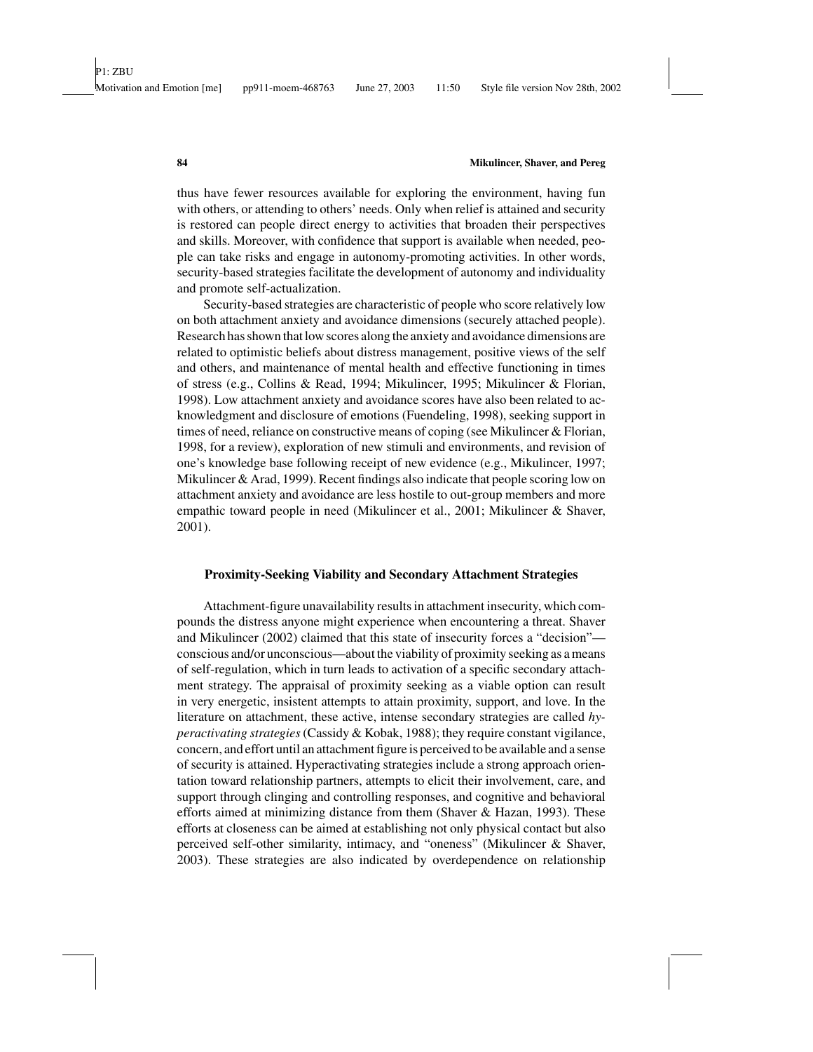thus have fewer resources available for exploring the environment, having fun with others, or attending to others' needs. Only when relief is attained and security is restored can people direct energy to activities that broaden their perspectives and skills. Moreover, with confidence that support is available when needed, people can take risks and engage in autonomy-promoting activities. In other words, security-based strategies facilitate the development of autonomy and individuality and promote self-actualization.

Security-based strategies are characteristic of people who score relatively low on both attachment anxiety and avoidance dimensions (securely attached people). Research has shown that low scores along the anxiety and avoidance dimensions are related to optimistic beliefs about distress management, positive views of the self and others, and maintenance of mental health and effective functioning in times of stress (e.g., Collins & Read, 1994; Mikulincer, 1995; Mikulincer & Florian, 1998). Low attachment anxiety and avoidance scores have also been related to acknowledgment and disclosure of emotions (Fuendeling, 1998), seeking support in times of need, reliance on constructive means of coping (see Mikulincer & Florian, 1998, for a review), exploration of new stimuli and environments, and revision of one's knowledge base following receipt of new evidence (e.g., Mikulincer, 1997; Mikulincer & Arad, 1999). Recent findings also indicate that people scoring low on attachment anxiety and avoidance are less hostile to out-group members and more empathic toward people in need (Mikulincer et al., 2001; Mikulincer & Shaver, 2001).

### Proximity-Seeking Viability and Secondary Attachment Strategies

Attachment-figure unavailability results in attachment insecurity, which compounds the distress anyone might experience when encountering a threat. Shaver and Mikulincer (2002) claimed that this state of insecurity forces a "decision"—conscious and/or unconscious—about the viability of proximity seeking as a means of self-regulation, which in turn leads to activation of a specific secondary attachment strategy. The appraisal of proximity seeking as a viable option can result in very energetic, insistent attempts to attain proximity, support, and love. In the literature on attachment, these active, intense secondary strategies are called *hyperactivating strategies* (Cassidy & Kobak, 1988); they require constant vigilance, concern, and effort until an attachment figure is perceived to be available and a sense of security is attained. Hyperactivating strategies include a strong approach orientation toward relationship partners, attempts to elicit their involvement, care, and support through clinging and controlling responses, and cognitive and behavioral efforts aimed at minimizing distance from them (Shaver & Hazan, 1993). These efforts at closeness can be aimed at establishing not only physical contact but also perceived self-other similarity, intimacy, and "oneness" (Mikulincer & Shaver, 2003). These strategies are also indicated by overdependence on relationship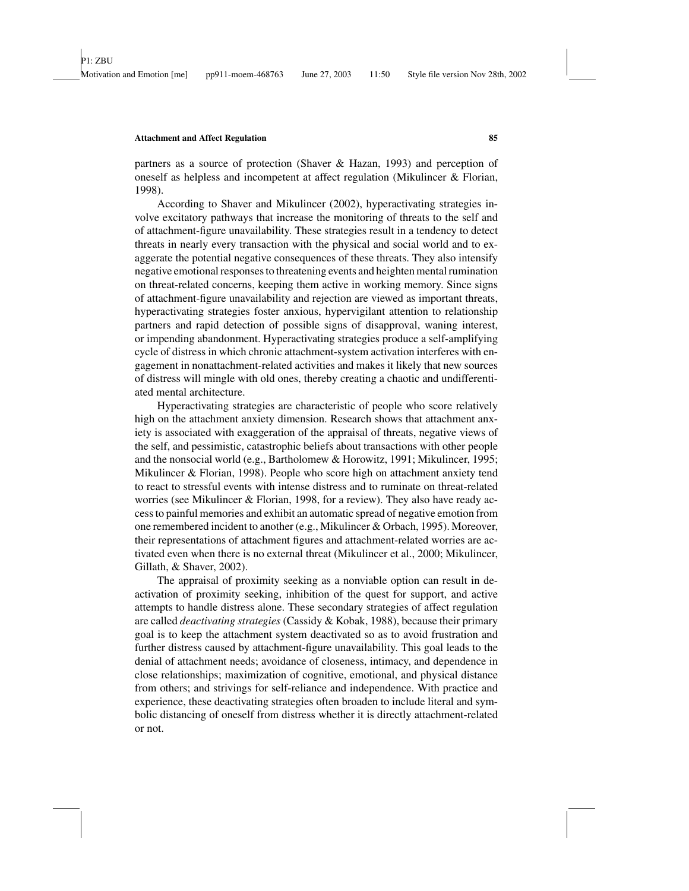partners as a source of protection (Shaver & Hazan, 1993) and perception of oneself as helpless and incompetent at affect regulation (Mikulincer & Florian, 1998).

According to Shaver and Mikulincer (2002), hyperactivating strategies involve excitatory pathways that increase the monitoring of threats to the self and of attachment-figure unavailability. These strategies result in a tendency to detect threats in nearly every transaction with the physical and social world and to exaggerate the potential negative consequences of these threats. They also intensify negative emotional responses to threatening events and heighten mental rumination on threat-related concerns, keeping them active in working memory. Since signs of attachment-figure unavailability and rejection are viewed as important threats, hyperactivating strategies foster anxious, hypervigilant attention to relationship partners and rapid detection of possible signs of disapproval, waning interest, or impending abandonment. Hyperactivating strategies produce a self-amplifying cycle of distress in which chronic attachment-system activation interferes with engagement in nonattachment-related activities and makes it likely that new sources of distress will mingle with old ones, thereby creating a chaotic and undifferentiated mental architecture.

Hyperactivating strategies are characteristic of people who score relatively high on the attachment anxiety dimension. Research shows that attachment anxiety is associated with exaggeration of the appraisal of threats, negative views of the self, and pessimistic, catastrophic beliefs about transactions with other people and the nonsocial world (e.g., Bartholomew & Horowitz, 1991; Mikulincer, 1995; Mikulincer & Florian, 1998). People who score high on attachment anxiety tend to react to stressful events with intense distress and to ruminate on threat-related worries (see Mikulincer & Florian, 1998, for a review). They also have ready access to painful memories and exhibit an automatic spread of negative emotion from one remembered incident to another (e.g., Mikulincer & Orbach, 1995). Moreover, their representations of attachment figures and attachment-related worries are activated even when there is no external threat (Mikulincer et al., 2000; Mikulincer, Gillath, & Shaver, 2002).

The appraisal of proximity seeking as a nonviable option can result in deactivation of proximity seeking, inhibition of the quest for support, and active attempts to handle distress alone. These secondary strategies of affect regulation are called *deactivating strategies* (Cassidy & Kobak, 1988), because their primary goal is to keep the attachment system deactivated so as to avoid frustration and further distress caused by attachment-figure unavailability. This goal leads to the denial of attachment needs; avoidance of closeness, intimacy, and dependence in close relationships; maximization of cognitive, emotional, and physical distance from others; and strivings for self-reliance and independence. With practice and experience, these deactivating strategies often broaden to include literal and symbolic distancing of oneself from distress whether it is directly attachment-related or not.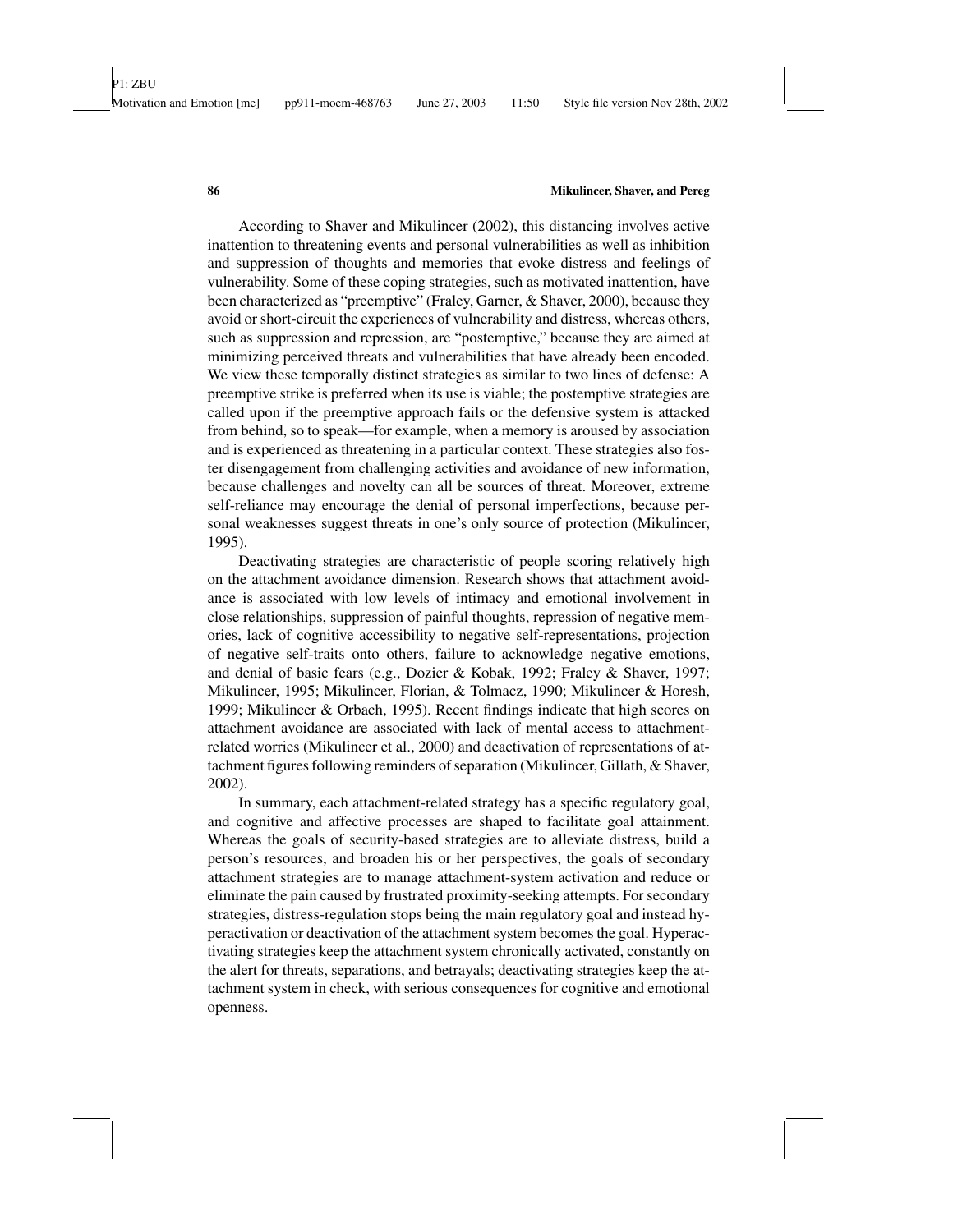According to Shaver and Mikulincer (2002), this distancing involves active inattention to threatening events and personal vulnerabilities as well as inhibition and suppression of thoughts and memories that evoke distress and feelings of vulnerability. Some of these coping strategies, such as motivated inattention, have been characterized as "preemptive" (Fraley, Garner, & Shaver, 2000), because they avoid or short-circuit the experiences of vulnerability and distress, whereas others, such as suppression and repression, are "postemptive," because they are aimed at minimizing perceived threats and vulnerabilities that have already been encoded. We view these temporally distinct strategies as similar to two lines of defense: A preemptive strike is preferred when its use is viable; the postemptive strategies are called upon if the preemptive approach fails or the defensive system is attacked from behind, so to speak—for example, when a memory is aroused by association and is experienced as threatening in a particular context. These strategies also foster disengagement from challenging activities and avoidance of new information, because challenges and novelty can all be sources of threat. Moreover, extreme self-reliance may encourage the denial of personal imperfections, because personal weaknesses suggest threats in one's only source of protection (Mikulincer, 1995).

Deactivating strategies are characteristic of people scoring relatively high on the attachment avoidance dimension. Research shows that attachment avoidance is associated with low levels of intimacy and emotional involvement in close relationships, suppression of painful thoughts, repression of negative memories, lack of cognitive accessibility to negative self-representations, projection of negative self-traits onto others, failure to acknowledge negative emotions, and denial of basic fears (e.g., Dozier & Kobak, 1992; Fraley & Shaver, 1997; Mikulincer, 1995; Mikulincer, Florian, & Tolmacz, 1990; Mikulincer & Horesh, 1999; Mikulincer & Orbach, 1995). Recent findings indicate that high scores on attachment avoidance are associated with lack of mental access to attachment-related worries (Mikulincer et al., 2000) and deactivation of representations of attachment figures following reminders of separation (Mikulincer, Gillath, & Shaver, 2002).

In summary, each attachment-related strategy has a specific regulatory goal, and cognitive and affective processes are shaped to facilitate goal attainment. Whereas the goals of security-based strategies are to alleviate distress, build a person's resources, and broaden his or her perspectives, the goals of secondary attachment strategies are to manage attachment-system activation and reduce or eliminate the pain caused by frustrated proximity-seeking attempts. For secondary strategies, distress-regulation stops being the main regulatory goal and instead hyperactivation or deactivation of the attachment system becomes the goal. Hyperactivating strategies keep the attachment system chronically activated, constantly on the alert for threats, separations, and betrayals; deactivating strategies keep the attachment system in check, with serious consequences for cognitive and emotional openness.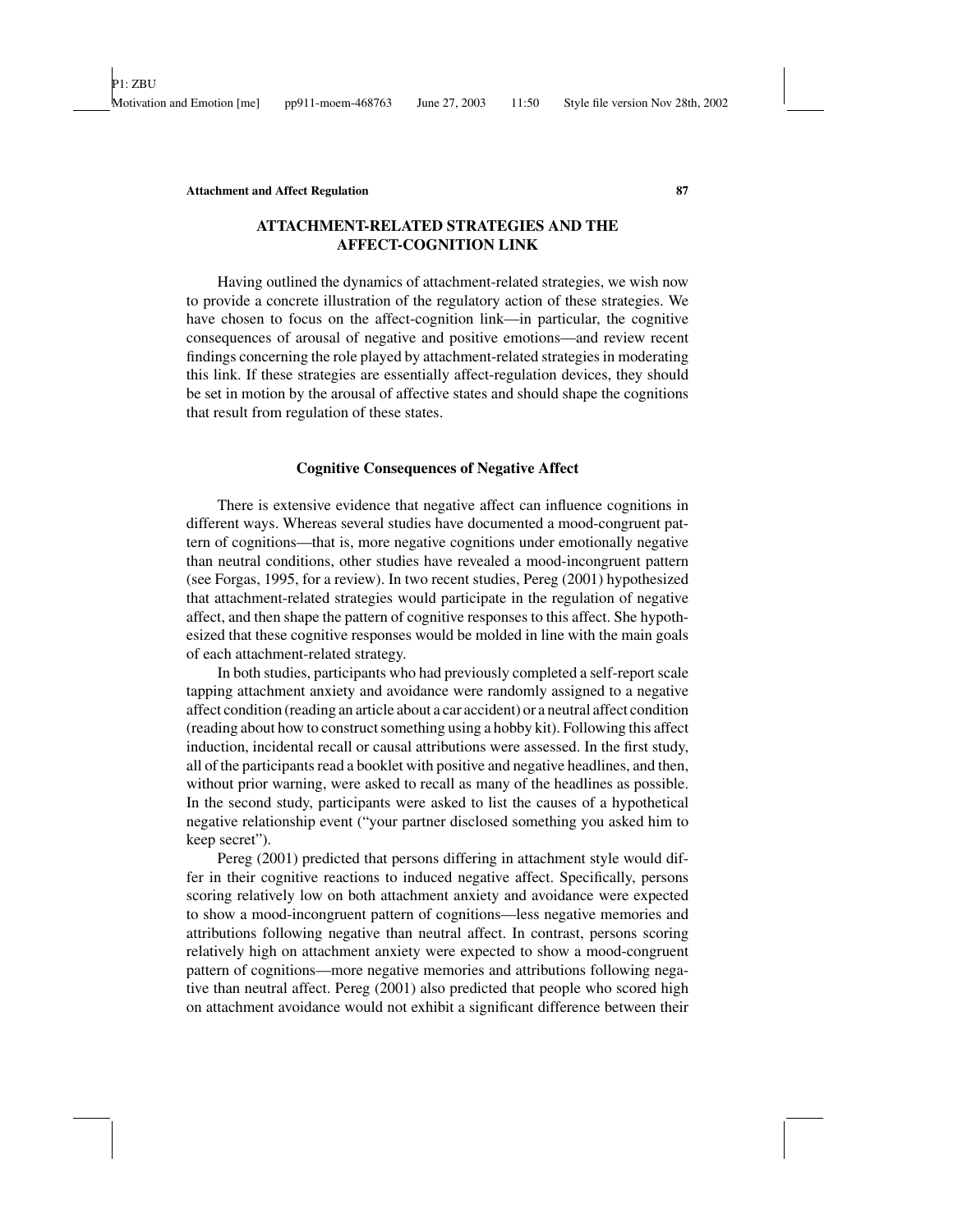## ATTACHMENT-RELATED STRATEGIES AND THE AFFECT-COGNITION LINK

Having outlined the dynamics of attachment-related strategies, we wish now to provide a concrete illustration of the regulatory action of these strategies. We have chosen to focus on the affect-cognition link—in particular, the cognitive consequences of arousal of negative and positive emotions—and review recent findings concerning the role played by attachment-related strategies in moderating this link. If these strategies are essentially affect-regulation devices, they should be set in motion by the arousal of affective states and should shape the cognitions that result from regulation of these states.

### Cognitive Consequences of Negative Affect

There is extensive evidence that negative affect can influence cognitions in different ways. Whereas several studies have documented a mood-congruent pattern of cognitions—that is, more negative cognitions under emotionally negative than neutral conditions, other studies have revealed a mood-incongruent pattern (see Forgas, 1995, for a review). In two recent studies, Pereg (2001) hypothesized that attachment-related strategies would participate in the regulation of negative affect, and then shape the pattern of cognitive responses to this affect. She hypothesized that these cognitive responses would be molded in line with the main goals of each attachment-related strategy.

In both studies, participants who had previously completed a self-report scale tapping attachment anxiety and avoidance were randomly assigned to a negative affect condition (reading an article about a car accident) or a neutral affect condition (reading about how to construct something using a hobby kit). Following this affect induction, incidental recall or causal attributions were assessed. In the first study, all of the participants read a booklet with positive and negative headlines, and then, without prior warning, were asked to recall as many of the headlines as possible. In the second study, participants were asked to list the causes of a hypothetical negative relationship event ("your partner disclosed something you asked him to keep secret").

Pereg (2001) predicted that persons differing in attachment style would differ in their cognitive reactions to induced negative affect. Specifically, persons scoring relatively low on both attachment anxiety and avoidance were expected to show a mood-incongruent pattern of cognitions—less negative memories and attributions following negative than neutral affect. In contrast, persons scoring relatively high on attachment anxiety were expected to show a mood-congruent pattern of cognitions—more negative memories and attributions following negative than neutral affect. Pereg (2001) also predicted that people who scored high on attachment avoidance would not exhibit a significant difference between their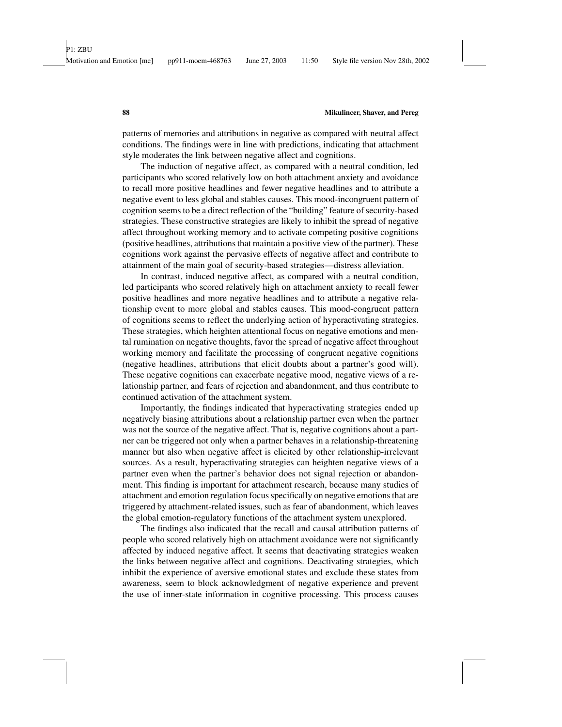patterns of memories and attributions in negative as compared with neutral affect conditions. The findings were in line with predictions, indicating that attachment style moderates the link between negative affect and cognitions.

The induction of negative affect, as compared with a neutral condition, led participants who scored relatively low on both attachment anxiety and avoidance to recall more positive headlines and fewer negative headlines and to attribute a negative event to less global and stables causes. This mood-incongruent pattern of cognition seems to be a direct reflection of the "building" feature of security-based strategies. These constructive strategies are likely to inhibit the spread of negative affect throughout working memory and to activate competing positive cognitions (positive headlines, attributions that maintain a positive view of the partner). These cognitions work against the pervasive effects of negative affect and contribute to attainment of the main goal of security-based strategies—distress alleviation.

In contrast, induced negative affect, as compared with a neutral condition, led participants who scored relatively high on attachment anxiety to recall fewer positive headlines and more negative headlines and to attribute a negative relationship event to more global and stables causes. This mood-congruent pattern of cognitions seems to reflect the underlying action of hyperactivating strategies. These strategies, which heighten attentional focus on negative emotions and mental rumination on negative thoughts, favor the spread of negative affect throughout working memory and facilitate the processing of congruent negative cognitions (negative headlines, attributions that elicit doubts about a partner's good will). These negative cognitions can exacerbate negative mood, negative views of a relationship partner, and fears of rejection and abandonment, and thus contribute to continued activation of the attachment system.

Importantly, the findings indicated that hyperactivating strategies ended up negatively biasing attributions about a relationship partner even when the partner was not the source of the negative affect. That is, negative cognitions about a partner can be triggered not only when a partner behaves in a relationship-threatening manner but also when negative affect is elicited by other relationship-irrelevant sources. As a result, hyperactivating strategies can heighten negative views of a partner even when the partner's behavior does not signal rejection or abandonment. This finding is important for attachment research, because many studies of attachment and emotion regulation focus specifically on negative emotions that are triggered by attachment-related issues, such as fear of abandonment, which leaves the global emotion-regulatory functions of the attachment system unexplored.

The findings also indicated that the recall and causal attribution patterns of people who scored relatively high on attachment avoidance were not significantly affected by induced negative affect. It seems that deactivating strategies weaken the links between negative affect and cognitions. Deactivating strategies, which inhibit the experience of aversive emotional states and exclude these states from awareness, seem to block acknowledgment of negative experience and prevent the use of inner-state information in cognitive processing. This process causes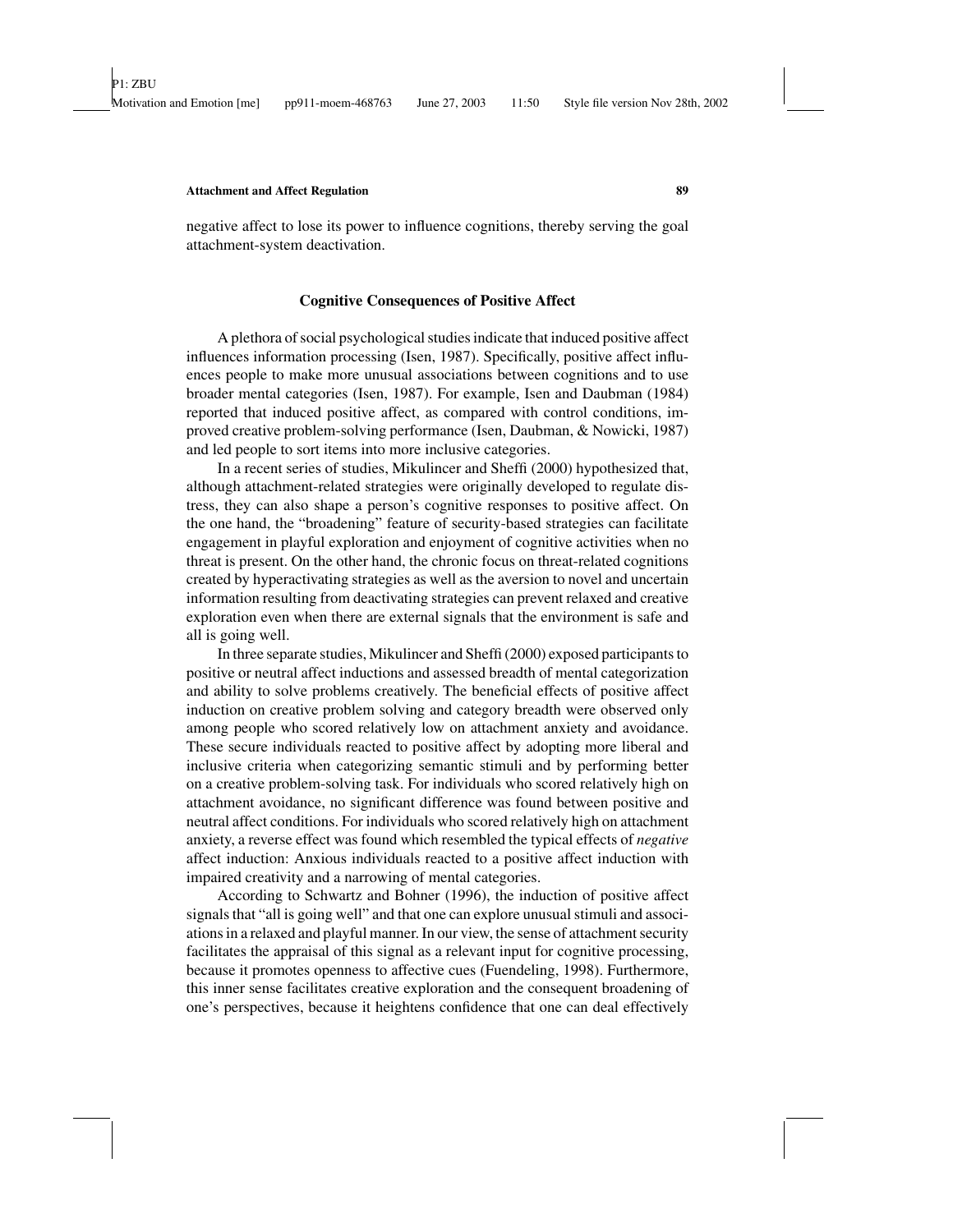negative affect to lose its power to influence cognitions, thereby serving the goal attachment-system deactivation.

### Cognitive Consequences of Positive Affect

A plethora of social psychological studies indicate that induced positive affect influences information processing (Isen, 1987). Specifically, positive affect influences people to make more unusual associations between cognitions and to use broader mental categories (Isen, 1987). For example, Isen and Daubman (1984) reported that induced positive affect, as compared with control conditions, improved creative problem-solving performance (Isen, Daubman, & Nowicki, 1987) and led people to sort items into more inclusive categories.

In a recent series of studies, Mikulincer and Sheffi (2000) hypothesized that, although attachment-related strategies were originally developed to regulate distress, they can also shape a person's cognitive responses to positive affect. On the one hand, the "broadening" feature of security-based strategies can facilitate engagement in playful exploration and enjoyment of cognitive activities when no threat is present. On the other hand, the chronic focus on threat-related cognitions created by hyperactivating strategies as well as the aversion to novel and uncertain information resulting from deactivating strategies can prevent relaxed and creative exploration even when there are external signals that the environment is safe and all is going well.

In three separate studies, Mikulincer and Sheffi (2000) exposed participants to positive or neutral affect inductions and assessed breadth of mental categorization and ability to solve problems creatively. The beneficial effects of positive affect induction on creative problem solving and category breadth were observed only among people who scored relatively low on attachment anxiety and avoidance. These secure individuals reacted to positive affect by adopting more liberal and inclusive criteria when categorizing semantic stimuli and by performing better on a creative problem-solving task. For individuals who scored relatively high on attachment avoidance, no significant difference was found between positive and neutral affect conditions. For individuals who scored relatively high on attachment anxiety, a reverse effect was found which resembled the typical effects of *negative* affect induction: Anxious individuals reacted to a positive affect induction with impaired creativity and a narrowing of mental categories.

According to Schwartz and Bohner (1996), the induction of positive affect signals that "all is going well" and that one can explore unusual stimuli and associations in a relaxed and playful manner. In our view, the sense of attachment security facilitates the appraisal of this signal as a relevant input for cognitive processing, because it promotes openness to affective cues (Fuendeling, 1998). Furthermore, this inner sense facilitates creative exploration and the consequent broadening of one's perspectives, because it heightens confidence that one can deal effectively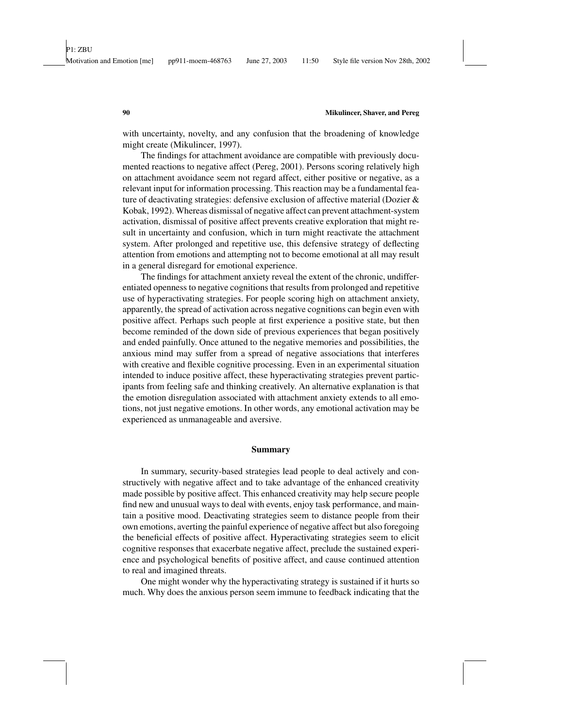with uncertainty, novelty, and any confusion that the broadening of knowledge might create (Mikulincer, 1997).

The findings for attachment avoidance are compatible with previously documented reactions to negative affect (Pereg, 2001). Persons scoring relatively high on attachment avoidance seem not regard affect, either positive or negative, as a relevant input for information processing. This reaction may be a fundamental feature of deactivating strategies: defensive exclusion of affective material (Dozier & Kobak, 1992). Whereas dismissal of negative affect can prevent attachment-system activation, dismissal of positive affect prevents creative exploration that might result in uncertainty and confusion, which in turn might reactivate the attachment system. After prolonged and repetitive use, this defensive strategy of deflecting attention from emotions and attempting not to become emotional at all may result in a general disregard for emotional experience.

The findings for attachment anxiety reveal the extent of the chronic, undifferentiated openness to negative cognitions that results from prolonged and repetitive use of hyperactivating strategies. For people scoring high on attachment anxiety, apparently, the spread of activation across negative cognitions can begin even with positive affect. Perhaps such people at first experience a positive state, but then become reminded of the down side of previous experiences that began positively and ended painfully. Once attuned to the negative memories and possibilities, the anxious mind may suffer from a spread of negative associations that interferes with creative and flexible cognitive processing. Even in an experimental situation intended to induce positive affect, these hyperactivating strategies prevent participants from feeling safe and thinking creatively. An alternative explanation is that the emotion disregulation associated with attachment anxiety extends to all emotions, not just negative emotions. In other words, any emotional activation may be experienced as unmanageable and aversive.

## Summary

In summary, security-based strategies lead people to deal actively and constructively with negative affect and to take advantage of the enhanced creativity made possible by positive affect. This enhanced creativity may help secure people find new and unusual ways to deal with events, enjoy task performance, and maintain a positive mood. Deactivating strategies seem to distance people from their own emotions, averting the painful experience of negative affect but also foregoing the beneficial effects of positive affect. Hyperactivating strategies seem to elicit cognitive responses that exacerbate negative affect, preclude the sustained experience and psychological benefits of positive affect, and cause continued attention to real and imagined threats.

One might wonder why the hyperactivating strategy is sustained if it hurts so much. Why does the anxious person seem immune to feedback indicating that the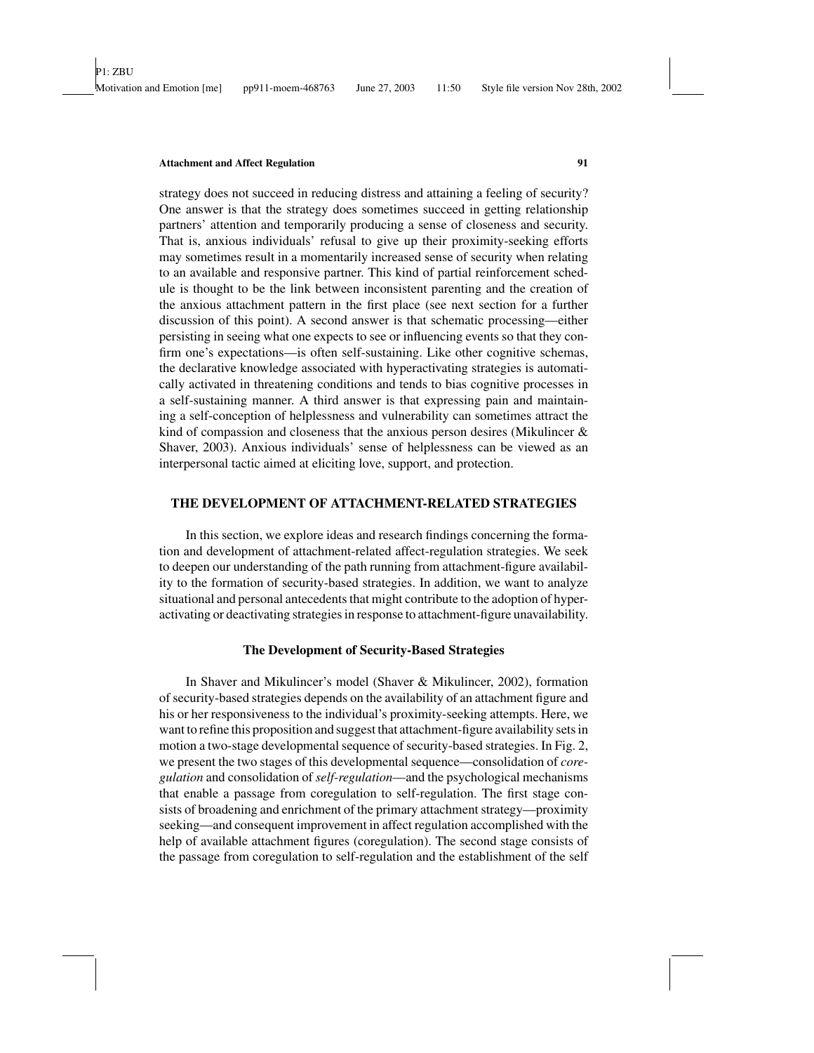strategy does not succeed in reducing distress and attaining a feeling of security? One answer is that the strategy does sometimes succeed in getting relationship partners' attention and temporarily producing a sense of closeness and security. That is, anxious individuals' refusal to give up their proximity-seeking efforts may sometimes result in a momentarily increased sense of security when relating to an available and responsive partner. This kind of partial reinforcement schedule is thought to be the link between inconsistent parenting and the creation of the anxious attachment pattern in the first place (see next section for a further discussion of this point). A second answer is that schematic processing—either persisting in seeing what one expects to see or influencing events so that they confirm one's expectations—is often self-sustaining. Like other cognitive schemas, the declarative knowledge associated with hyperactivating strategies is automatically activated in threatening conditions and tends to bias cognitive processes in a self-sustaining manner. A third answer is that expressing pain and maintaining a self-conception of helplessness and vulnerability can sometimes attract the kind of compassion and closeness that the anxious person desires (Mikulincer & Shaver, 2003). Anxious individuals' sense of helplessness can be viewed as an interpersonal tactic aimed at eliciting love, support, and protection.

## THE DEVELOPMENT OF ATTACHMENT-RELATED STRATEGIES

In this section, we explore ideas and research findings concerning the formation and development of attachment-related affect-regulation strategies. We seek to deepen our understanding of the path running from attachment-figure availability to the formation of security-based strategies. In addition, we want to analyze situational and personal antecedents that might contribute to the adoption of hyperactivating or deactivating strategies in response to attachment-figure unavailability.

### The Development of Security-Based Strategies

In Shaver and Mikulincer's model (Shaver & Mikulincer, 2002), formation of security-based strategies depends on the availability of an attachment figure and his or her responsiveness to the individual's proximity-seeking attempts. Here, we want to refine this proposition and suggest that attachment-figure availability sets in motion a two-stage developmental sequence of security-based strategies. In Fig. 2, we present the two stages of this developmental sequence—consolidation of *coregulation* and consolidation of *self-regulation*—and the psychological mechanisms that enable a passage from coregulation to self-regulation. The first stage consists of broadening and enrichment of the primary attachment strategy—proximity seeking—and consequent improvement in affect regulation accomplished with the help of available attachment figures (coregulation). The second stage consists of the passage from coregulation to self-regulation and the establishment of the self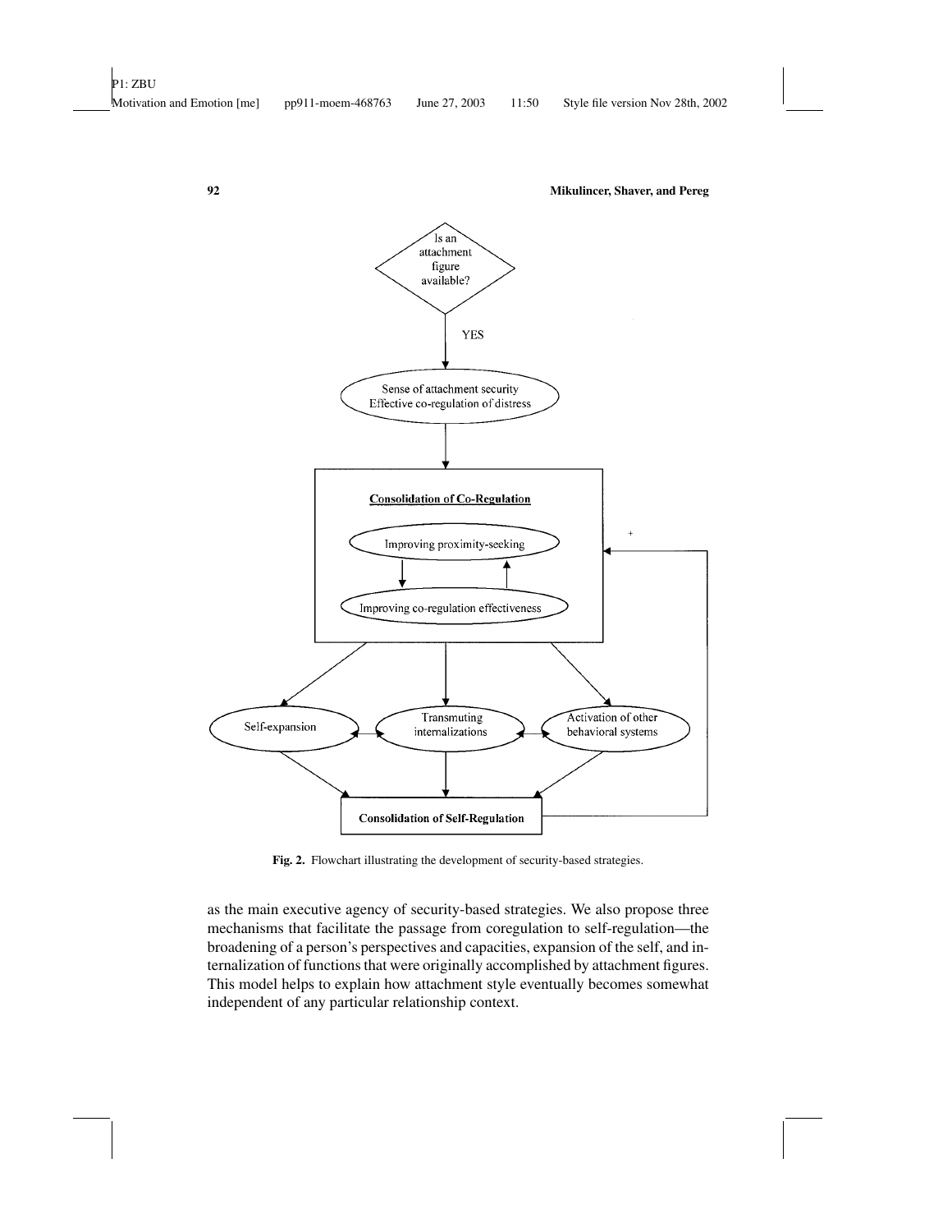Fig. 2. Flowchart illustrating the development of security-based strategies.

as the main executive agency of security-based strategies. We also propose three mechanisms that facilitate the passage from coregulation to self-regulation—the broadening of a person's perspectives and capacities, expansion of the self, and internalization of functions that were originally accomplished by attachment figures. This model helps to explain how attachment style eventually becomes somewhat independent of any particular relationship context.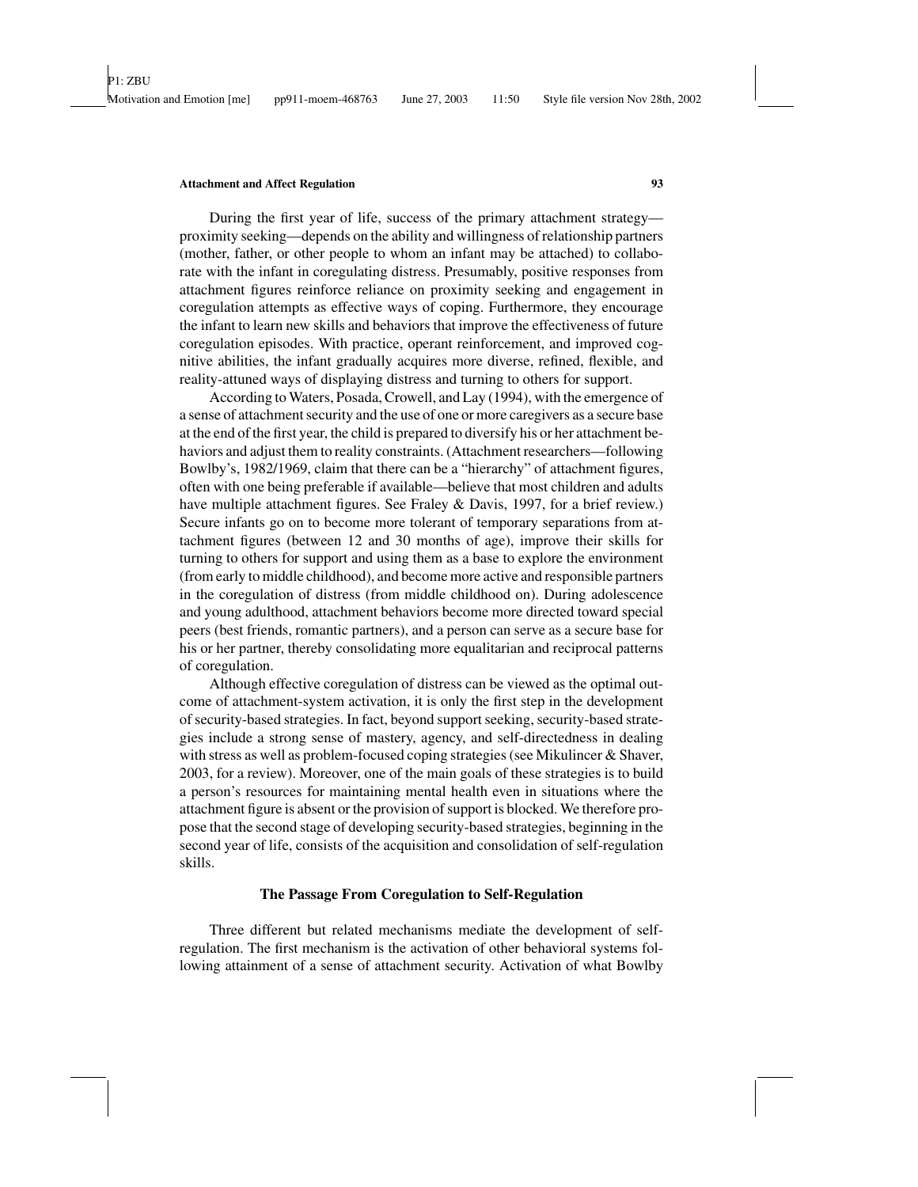During the first year of life, success of the primary attachment strategy—proximity seeking—depends on the ability and willingness of relationship partners (mother, father, or other people to whom an infant may be attached) to collaborate with the infant in coregulating distress. Presumably, positive responses from attachment figures reinforce reliance on proximity seeking and engagement in coregulation attempts as effective ways of coping. Furthermore, they encourage the infant to learn new skills and behaviors that improve the effectiveness of future coregulation episodes. With practice, operant reinforcement, and improved cognitive abilities, the infant gradually acquires more diverse, refined, flexible, and reality-attuned ways of displaying distress and turning to others for support.

According to Waters, Posada, Crowell, and Lay (1994), with the emergence of a sense of attachment security and the use of one or more caregivers as a secure base at the end of the first year, the child is prepared to diversify his or her attachment behaviors and adjust them to reality constraints. (Attachment researchers—following Bowlby's, 1982/1969, claim that there can be a "hierarchy" of attachment figures, often with one being preferable if available—believe that most children and adults have multiple attachment figures. See Fraley & Davis, 1997, for a brief review.) Secure infants go on to become more tolerant of temporary separations from attachment figures (between 12 and 30 months of age), improve their skills for turning to others for support and using them as a base to explore the environment (from early to middle childhood), and become more active and responsible partners in the coregulation of distress (from middle childhood on). During adolescence and young adulthood, attachment behaviors become more directed toward special peers (best friends, romantic partners), and a person can serve as a secure base for his or her partner, thereby consolidating more equalitarian and reciprocal patterns of coregulation.

Although effective coregulation of distress can be viewed as the optimal outcome of attachment-system activation, it is only the first step in the development of security-based strategies. In fact, beyond support seeking, security-based strategies include a strong sense of mastery, agency, and self-directedness in dealing with stress as well as problem-focused coping strategies (see Mikulincer & Shaver, 2003, for a review). Moreover, one of the main goals of these strategies is to build a person's resources for maintaining mental health even in situations where the attachment figure is absent or the provision of support is blocked. We therefore propose that the second stage of developing security-based strategies, beginning in the second year of life, consists of the acquisition and consolidation of self-regulation skills.

## The Passage From Coregulation to Self-Regulation

Three different but related mechanisms mediate the development of self-regulation. The first mechanism is the activation of other behavioral systems following attainment of a sense of attachment security. Activation of what Bowlby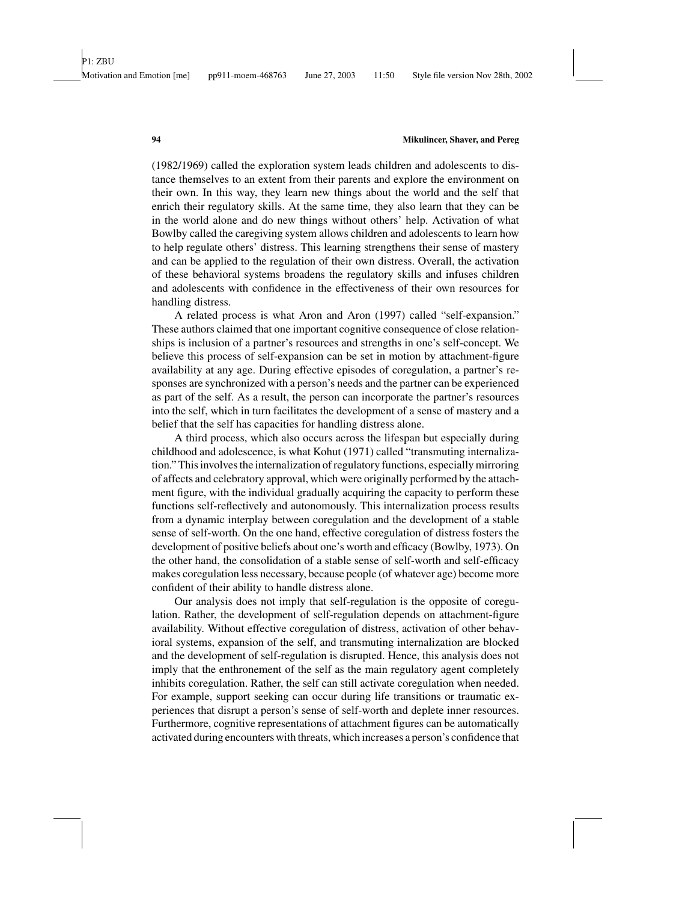(1982/1969) called the exploration system leads children and adolescents to distance themselves to an extent from their parents and explore the environment on their own. In this way, they learn new things about the world and the self that enrich their regulatory skills. At the same time, they also learn that they can be in the world alone and do new things without others' help. Activation of what Bowlby called the caregiving system allows children and adolescents to learn how to help regulate others' distress. This learning strengthens their sense of mastery and can be applied to the regulation of their own distress. Overall, the activation of these behavioral systems broadens the regulatory skills and infuses children and adolescents with confidence in the effectiveness of their own resources for handling distress.

A related process is what Aron and Aron (1997) called "self-expansion." These authors claimed that one important cognitive consequence of close relationships is inclusion of a partner's resources and strengths in one's self-concept. We believe this process of self-expansion can be set in motion by attachment-figure availability at any age. During effective episodes of coregulation, a partner's responses are synchronized with a person's needs and the partner can be experienced as part of the self. As a result, the person can incorporate the partner's resources into the self, which in turn facilitates the development of a sense of mastery and a belief that the self has capacities for handling distress alone.

A third process, which also occurs across the lifespan but especially during childhood and adolescence, is what Kohut (1971) called "transmuting internalization." This involves the internalization of regulatory functions, especially mirroring of affects and celebratory approval, which were originally performed by the attachment figure, with the individual gradually acquiring the capacity to perform these functions self-reflectively and autonomously. This internalization process results from a dynamic interplay between coregulation and the development of a stable sense of self-worth. On the one hand, effective coregulation of distress fosters the development of positive beliefs about one's worth and efficacy (Bowlby, 1973). On the other hand, the consolidation of a stable sense of self-worth and self-efficacy makes coregulation less necessary, because people (of whatever age) become more confident of their ability to handle distress alone.

Our analysis does not imply that self-regulation is the opposite of coregulation. Rather, the development of self-regulation depends on attachment-figure availability. Without effective coregulation of distress, activation of other behavioral systems, expansion of the self, and transmuting internalization are blocked and the development of self-regulation is disrupted. Hence, this analysis does not imply that the enthronement of the self as the main regulatory agent completely inhibits coregulation. Rather, the self can still activate coregulation when needed. For example, support seeking can occur during life transitions or traumatic experiences that disrupt a person's sense of self-worth and deplete inner resources. Furthermore, cognitive representations of attachment figures can be automatically activated during encounters with threats, which increases a person's confidence that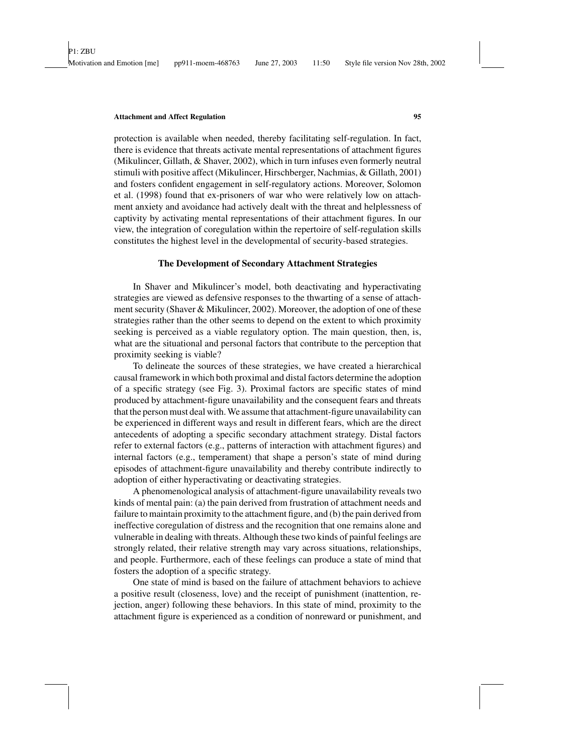protection is available when needed, thereby facilitating self-regulation. In fact, there is evidence that threats activate mental representations of attachment figures (Mikulincer, Gillath, & Shaver, 2002), which in turn infuses even formerly neutral stimuli with positive affect (Mikulincer, Hirschberger, Nachmias, & Gillath, 2001) and fosters confident engagement in self-regulatory actions. Moreover, Solomon et al. (1998) found that ex-prisoners of war who were relatively low on attachment anxiety and avoidance had actively dealt with the threat and helplessness of captivity by activating mental representations of their attachment figures. In our view, the integration of coregulation within the repertoire of self-regulation skills constitutes the highest level in the developmental of security-based strategies.

## The Development of Secondary Attachment Strategies

In Shaver and Mikulincer's model, both deactivating and hyperactivating strategies are viewed as defensive responses to the thwarting of a sense of attachment security (Shaver & Mikulincer, 2002). Moreover, the adoption of one of these strategies rather than the other seems to depend on the extent to which proximity seeking is perceived as a viable regulatory option. The main question, then, is, what are the situational and personal factors that contribute to the perception that proximity seeking is viable?

To delineate the sources of these strategies, we have created a hierarchical causal framework in which both proximal and distal factors determine the adoption of a specific strategy (see Fig. 3). Proximal factors are specific states of mind produced by attachment-figure unavailability and the consequent fears and threats that the person must deal with. We assume that attachment-figure unavailability can be experienced in different ways and result in different fears, which are the direct antecedents of adopting a specific secondary attachment strategy. Distal factors refer to external factors (e.g., patterns of interaction with attachment figures) and internal factors (e.g., temperament) that shape a person's state of mind during episodes of attachment-figure unavailability and thereby contribute indirectly to adoption of either hyperactivating or deactivating strategies.

A phenomenological analysis of attachment-figure unavailability reveals two kinds of mental pain: (a) the pain derived from frustration of attachment needs and failure to maintain proximity to the attachment figure, and (b) the pain derived from ineffective coregulation of distress and the recognition that one remains alone and vulnerable in dealing with threats. Although these two kinds of painful feelings are strongly related, their relative strength may vary across situations, relationships, and people. Furthermore, each of these feelings can produce a state of mind that fosters the adoption of a specific strategy.

One state of mind is based on the failure of attachment behaviors to achieve a positive result (closeness, love) and the receipt of punishment (inattention, rejection, anger) following these behaviors. In this state of mind, proximity to the attachment figure is experienced as a condition of nonreward or punishment, and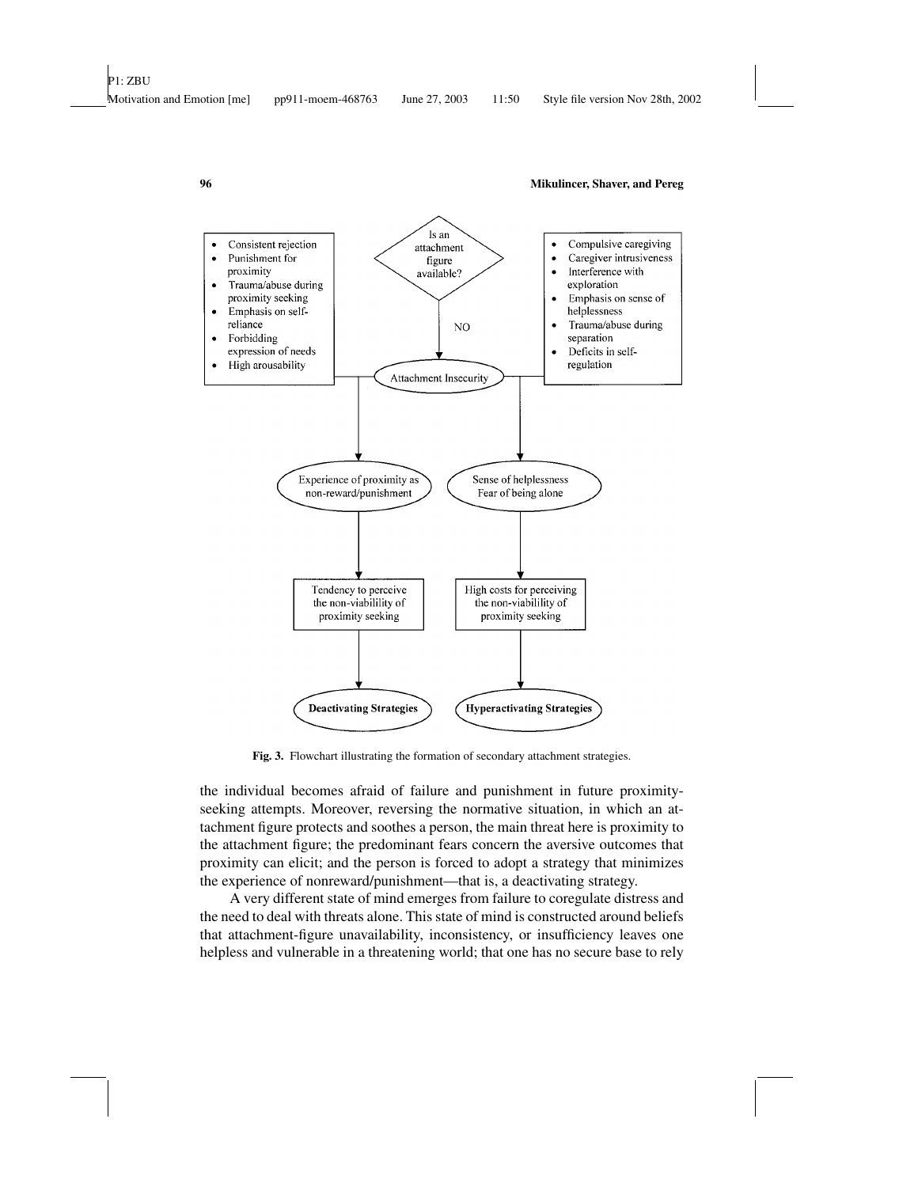- Consistent rejection
- Punishment for proximity
- Trauma/abuse during proximity seeking
- Emphasis on self-reliance
- Forbidding expression of needs
- High arousability

Is an attachment figure available?

NO

- Compulsive caregiving
- Caregiver intrusiveness
- Interference with exploration
- Emphasis on sense of helplessness
- Trauma/abuse during separation
- Deficits in self-regulation

Attachment Insecurity

Experience of proximity as non-reward/punishment

Sense of helplessness Fear of being alone

Tendency to perceive the non-viabilility of proximity seeking

High costs for perceiving the non-viabilility of proximity seeking

**Deactivating Strategies**

**Hyperactivating Strategies**

**Fig. 3.** Flowchart illustrating the formation of secondary attachment strategies.

the individual becomes afraid of failure and punishment in future proximity-seeking attempts. Moreover, reversing the normative situation, in which an attachment figure protects and soothes a person, the main threat here is proximity to the attachment figure; the predominant fears concern the aversive outcomes that proximity can elicit; and the person is forced to adopt a strategy that minimizes the experience of nonreward/punishment—that is, a deactivating strategy.

A very different state of mind emerges from failure to coregulate distress and the need to deal with threats alone. This state of mind is constructed around beliefs that attachment-figure unavailability, inconsistency, or insufficiency leaves one helpless and vulnerable in a threatening world; that one has no secure base to rely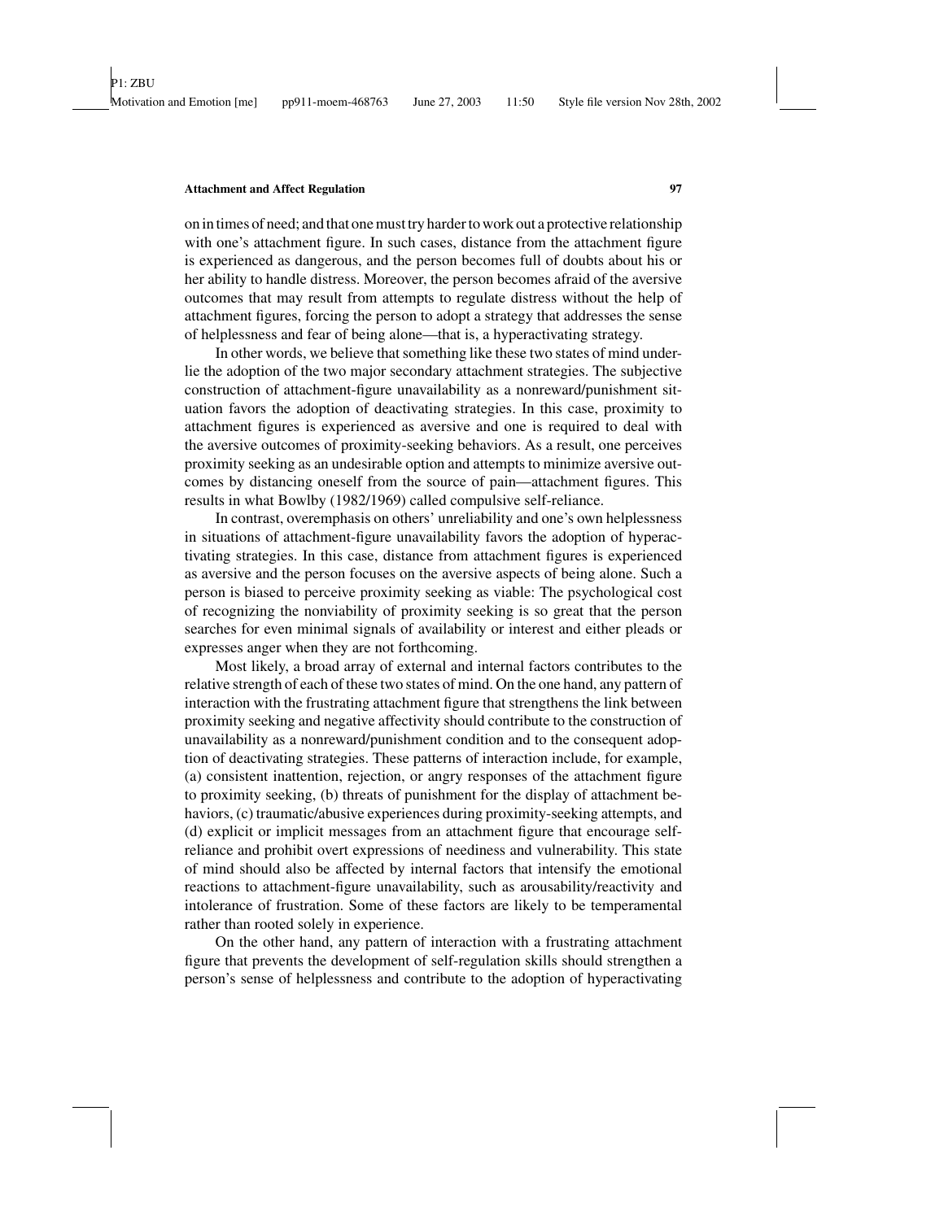on in times of need; and that one must try harder to work out a protective relationship with one's attachment figure. In such cases, distance from the attachment figure is experienced as dangerous, and the person becomes full of doubts about his or her ability to handle distress. Moreover, the person becomes afraid of the aversive outcomes that may result from attempts to regulate distress without the help of attachment figures, forcing the person to adopt a strategy that addresses the sense of helplessness and fear of being alone—that is, a hyperactivating strategy.

In other words, we believe that something like these two states of mind underlie the adoption of the two major secondary attachment strategies. The subjective construction of attachment-figure unavailability as a nonreward/punishment situation favors the adoption of deactivating strategies. In this case, proximity to attachment figures is experienced as aversive and one is required to deal with the aversive outcomes of proximity-seeking behaviors. As a result, one perceives proximity seeking as an undesirable option and attempts to minimize aversive outcomes by distancing oneself from the source of pain—attachment figures. This results in what Bowlby (1982/1969) called compulsive self-reliance.

In contrast, overemphasis on others' unreliability and one's own helplessness in situations of attachment-figure unavailability favors the adoption of hyperactivating strategies. In this case, distance from attachment figures is experienced as aversive and the person focuses on the aversive aspects of being alone. Such a person is biased to perceive proximity seeking as viable: The psychological cost of recognizing the nonviability of proximity seeking is so great that the person searches for even minimal signals of availability or interest and either pleads or expresses anger when they are not forthcoming.

Most likely, a broad array of external and internal factors contributes to the relative strength of each of these two states of mind. On the one hand, any pattern of interaction with the frustrating attachment figure that strengthens the link between proximity seeking and negative affectivity should contribute to the construction of unavailability as a nonreward/punishment condition and to the consequent adoption of deactivating strategies. These patterns of interaction include, for example, (a) consistent inattention, rejection, or angry responses of the attachment figure to proximity seeking, (b) threats of punishment for the display of attachment behaviors, (c) traumatic/abusive experiences during proximity-seeking attempts, and (d) explicit or implicit messages from an attachment figure that encourage self-reliance and prohibit overt expressions of neediness and vulnerability. This state of mind should also be affected by internal factors that intensify the emotional reactions to attachment-figure unavailability, such as arousability/reactivity and intolerance of frustration. Some of these factors are likely to be temperamental rather than rooted solely in experience.

On the other hand, any pattern of interaction with a frustrating attachment figure that prevents the development of self-regulation skills should strengthen a person's sense of helplessness and contribute to the adoption of hyperactivating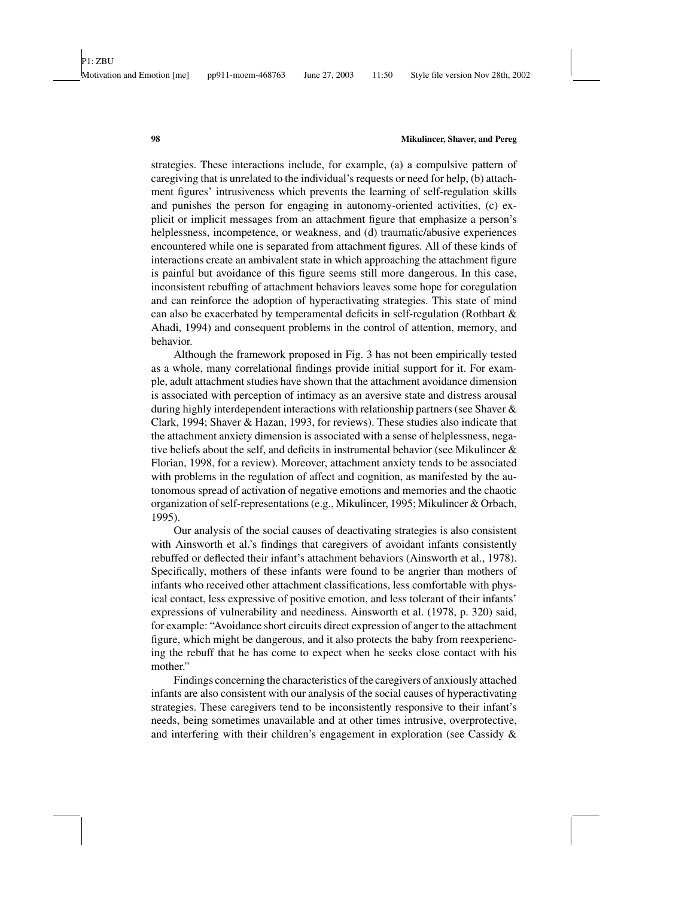strategies. These interactions include, for example, (a) a compulsive pattern of caregiving that is unrelated to the individual's requests or need for help, (b) attachment figures' intrusiveness which prevents the learning of self-regulation skills and punishes the person for engaging in autonomy-oriented activities, (c) explicit or implicit messages from an attachment figure that emphasize a person's helplessness, incompetence, or weakness, and (d) traumatic/abusive experiences encountered while one is separated from attachment figures. All of these kinds of interactions create an ambivalent state in which approaching the attachment figure is painful but avoidance of this figure seems still more dangerous. In this case, inconsistent rebuffing of attachment behaviors leaves some hope for coregulation and can reinforce the adoption of hyperactivating strategies. This state of mind can also be exacerbated by temperamental deficits in self-regulation (Rothbart & Ahadi, 1994) and consequent problems in the control of attention, memory, and behavior.

Although the framework proposed in Fig. 3 has not been empirically tested as a whole, many correlational findings provide initial support for it. For example, adult attachment studies have shown that the attachment avoidance dimension is associated with perception of intimacy as an aversive state and distress arousal during highly interdependent interactions with relationship partners (see Shaver & Clark, 1994; Shaver & Hazan, 1993, for reviews). These studies also indicate that the attachment anxiety dimension is associated with a sense of helplessness, negative beliefs about the self, and deficits in instrumental behavior (see Mikulincer & Florian, 1998, for a review). Moreover, attachment anxiety tends to be associated with problems in the regulation of affect and cognition, as manifested by the autonomous spread of activation of negative emotions and memories and the chaotic organization of self-representations (e.g., Mikulincer, 1995; Mikulincer & Orbach, 1995).

Our analysis of the social causes of deactivating strategies is also consistent with Ainsworth et al.'s findings that caregivers of avoidant infants consistently rebuffed or deflected their infant's attachment behaviors (Ainsworth et al., 1978). Specifically, mothers of these infants were found to be angrier than mothers of infants who received other attachment classifications, less comfortable with physical contact, less expressive of positive emotion, and less tolerant of their infants' expressions of vulnerability and neediness. Ainsworth et al. (1978, p. 320) said, for example: "Avoidance short circuits direct expression of anger to the attachment figure, which might be dangerous, and it also protects the baby from reexperiencing the rebuff that he has come to expect when he seeks close contact with his mother."

Findings concerning the characteristics of the caregivers of anxiously attached infants are also consistent with our analysis of the social causes of hyperactivating strategies. These caregivers tend to be inconsistently responsive to their infant's needs, being sometimes unavailable and at other times intrusive, overprotective, and interfering with their children's engagement in exploration (see Cassidy &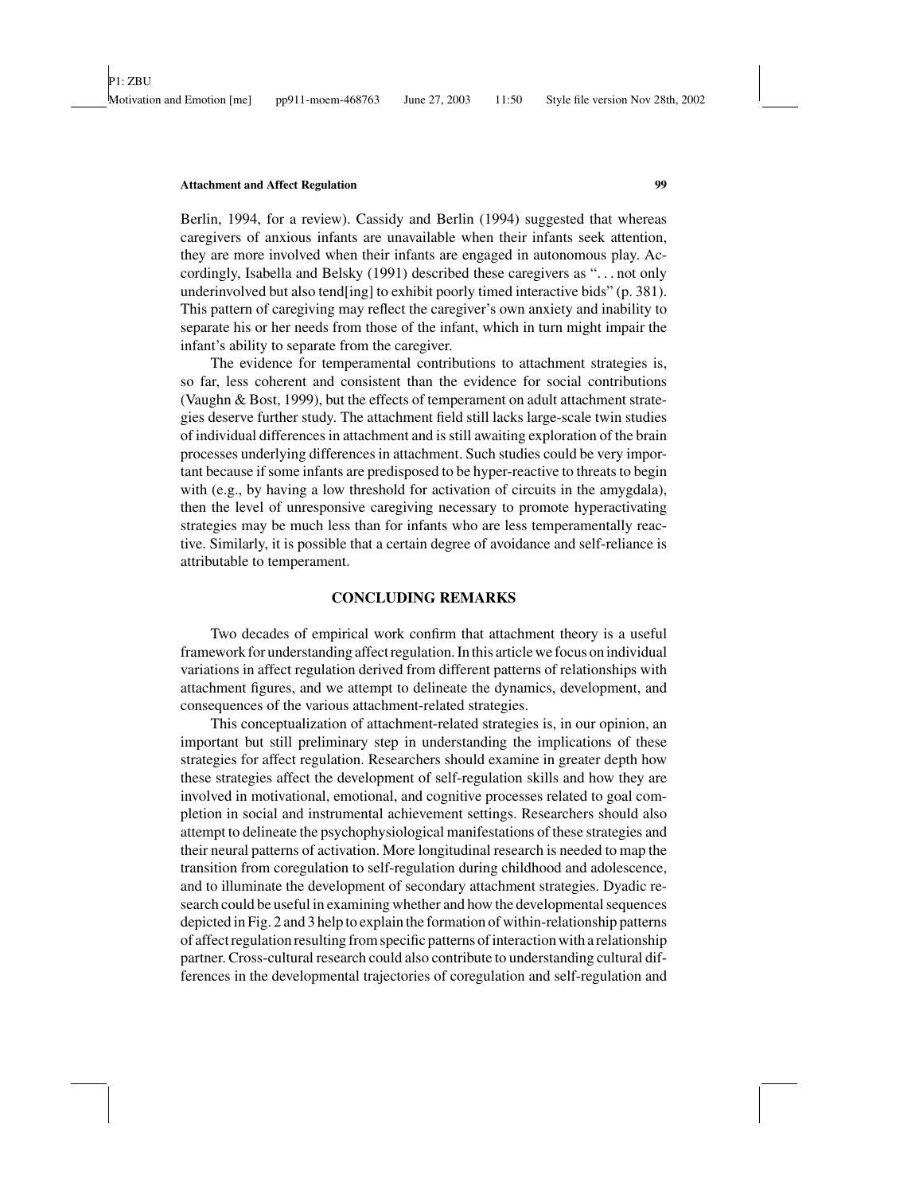Berlin, 1994, for a review). Cassidy and Berlin (1994) suggested that whereas caregivers of anxious infants are unavailable when their infants seek attention, they are more involved when their infants are engaged in autonomous play. Accordingly, Isabella and Belsky (1991) described these caregivers as "... not only underinvolved but also tend[ing] to exhibit poorly timed interactive bids" (p. 381). This pattern of caregiving may reflect the caregiver's own anxiety and inability to separate his or her needs from those of the infant, which in turn might impair the infant's ability to separate from the caregiver.

The evidence for temperamental contributions to attachment strategies is, so far, less coherent and consistent than the evidence for social contributions (Vaughn & Bost, 1999), but the effects of temperament on adult attachment strategies deserve further study. The attachment field still lacks large-scale twin studies of individual differences in attachment and is still awaiting exploration of the brain processes underlying differences in attachment. Such studies could be very important because if some infants are predisposed to be hyper-reactive to threats to begin with (e.g., by having a low threshold for activation of circuits in the amygdala), then the level of unresponsive caregiving necessary to promote hyperactivating strategies may be much less than for infants who are less temperamentally reactive. Similarly, it is possible that a certain degree of avoidance and self-reliance is attributable to temperament.

## CONCLUDING REMARKS

Two decades of empirical work confirm that attachment theory is a useful framework for understanding affect regulation. In this article we focus on individual variations in affect regulation derived from different patterns of relationships with attachment figures, and we attempt to delineate the dynamics, development, and consequences of the various attachment-related strategies.

This conceptualization of attachment-related strategies is, in our opinion, an important but still preliminary step in understanding the implications of these strategies for affect regulation. Researchers should examine in greater depth how these strategies affect the development of self-regulation skills and how they are involved in motivational, emotional, and cognitive processes related to goal completion in social and instrumental achievement settings. Researchers should also attempt to delineate the psychophysiological manifestations of these strategies and their neural patterns of activation. More longitudinal research is needed to map the transition from coregulation to self-regulation during childhood and adolescence, and to illuminate the development of secondary attachment strategies. Dyadic research could be useful in examining whether and how the developmental sequences depicted in Fig. 2 and 3 help to explain the formation of within-relationship patterns of affect regulation resulting from specific patterns of interaction with a relationship partner. Cross-cultural research could also contribute to understanding cultural differences in the developmental trajectories of coregulation and self-regulation and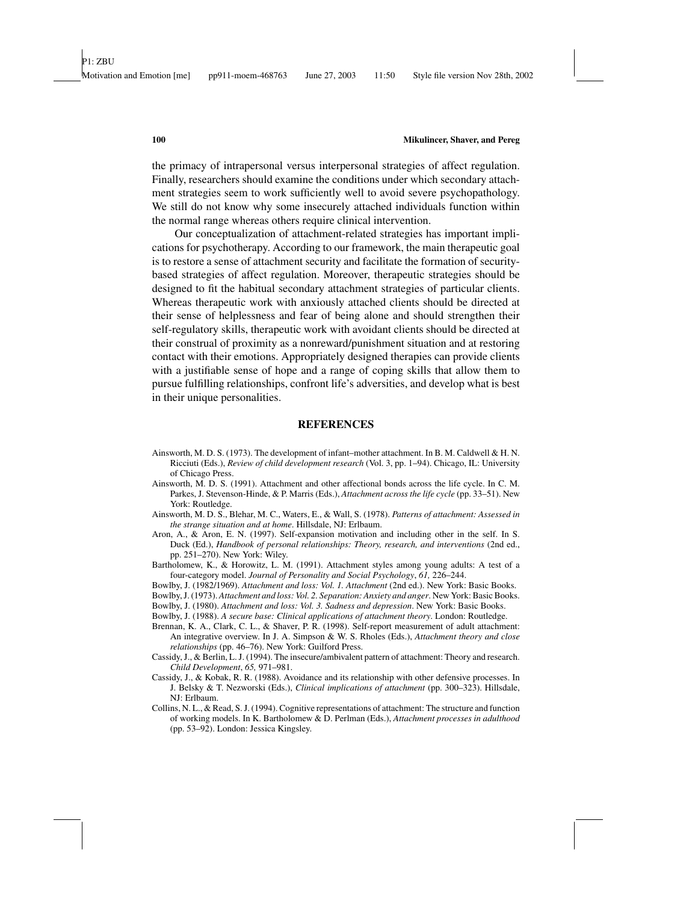the primacy of intrapersonal versus interpersonal strategies of affect regulation. Finally, researchers should examine the conditions under which secondary attachment strategies seem to work sufficiently well to avoid severe psychopathology. We still do not know why some insecurely attached individuals function within the normal range whereas others require clinical intervention.

Our conceptualization of attachment-related strategies has important implications for psychotherapy. According to our framework, the main therapeutic goal is to restore a sense of attachment security and facilitate the formation of security-based strategies of affect regulation. Moreover, therapeutic strategies should be designed to fit the habitual secondary attachment strategies of particular clients. Whereas therapeutic work with anxiously attached clients should be directed at their sense of helplessness and fear of being alone and should strengthen their self-regulatory skills, therapeutic work with avoidant clients should be directed at their construal of proximity as a nonreward/punishment situation and at restoring contact with their emotions. Appropriately designed therapies can provide clients with a justifiable sense of hope and a range of coping skills that allow them to pursue fulfilling relationships, confront life's adversities, and develop what is best in their unique personalities.

## REFERENCES

Ainsworth, M. D. S. (1973). The development of infant–mother attachment. In B. M. Caldwell & H. N. Ricciuti (Eds.), *Review of child development research* (Vol. 3, pp. 1–94). Chicago, IL: University of Chicago Press.

Ainsworth, M. D. S. (1991). Attachment and other affectional bonds across the life cycle. In C. M. Parkes, J. Stevenson-Hinde, & P. Marris (Eds.), *Attachment across the life cycle* (pp. 33–51). New York: Routledge.

Ainsworth, M. D. S., Blehar, M. C., Waters, E., & Wall, S. (1978). *Patterns of attachment: Assessed in the strange situation and at home*. Hillsdale, NJ: Erlbaum.

Aron, A., & Aron, E. N. (1997). Self-expansion motivation and including other in the self. In S. Duck (Ed.), *Handbook of personal relationships: Theory, research, and interventions* (2nd ed., pp. 251–270). New York: Wiley.

Bartholomew, K., & Horowitz, L. M. (1991). Attachment styles among young adults: A test of a four-category model. *Journal of Personality and Social Psychology*, *61,* 226–244.

Bowlby, J. (1982/1969). *Attachment and loss: Vol. 1. Attachment* (2nd ed.). New York: Basic Books.

Bowlby, J. (1973). *Attachment and loss: Vol. 2. Separation: Anxiety and anger*. New York: Basic Books.

Bowlby, J. (1980). *Attachment and loss: Vol. 3. Sadness and depression*. New York: Basic Books.

Bowlby, J. (1988). *A secure base: Clinical applications of attachment theory*. London: Routledge.

Brennan, K. A., Clark, C. L., & Shaver, P. R. (1998). Self-report measurement of adult attachment: An integrative overview. In J. A. Simpson & W. S. Rholes (Eds.), *Attachment theory and close relationships* (pp. 46–76). New York: Guilford Press.

Cassidy, J., & Berlin, L. J. (1994). The insecure/ambivalent pattern of attachment: Theory and research. *Child Development*, *65,* 971–981.

Cassidy, J., & Kobak, R. R. (1988). Avoidance and its relationship with other defensive processes. In J. Belsky & T. Nezworski (Eds.), *Clinical implications of attachment* (pp. 300–323). Hillsdale, NJ: Erlbaum.

Collins, N. L., & Read, S. J. (1994). Cognitive representations of attachment: The structure and function of working models. In K. Bartholomew & D. Perlman (Eds.), *Attachment processes in adulthood* (pp. 53–92). London: Jessica Kingsley.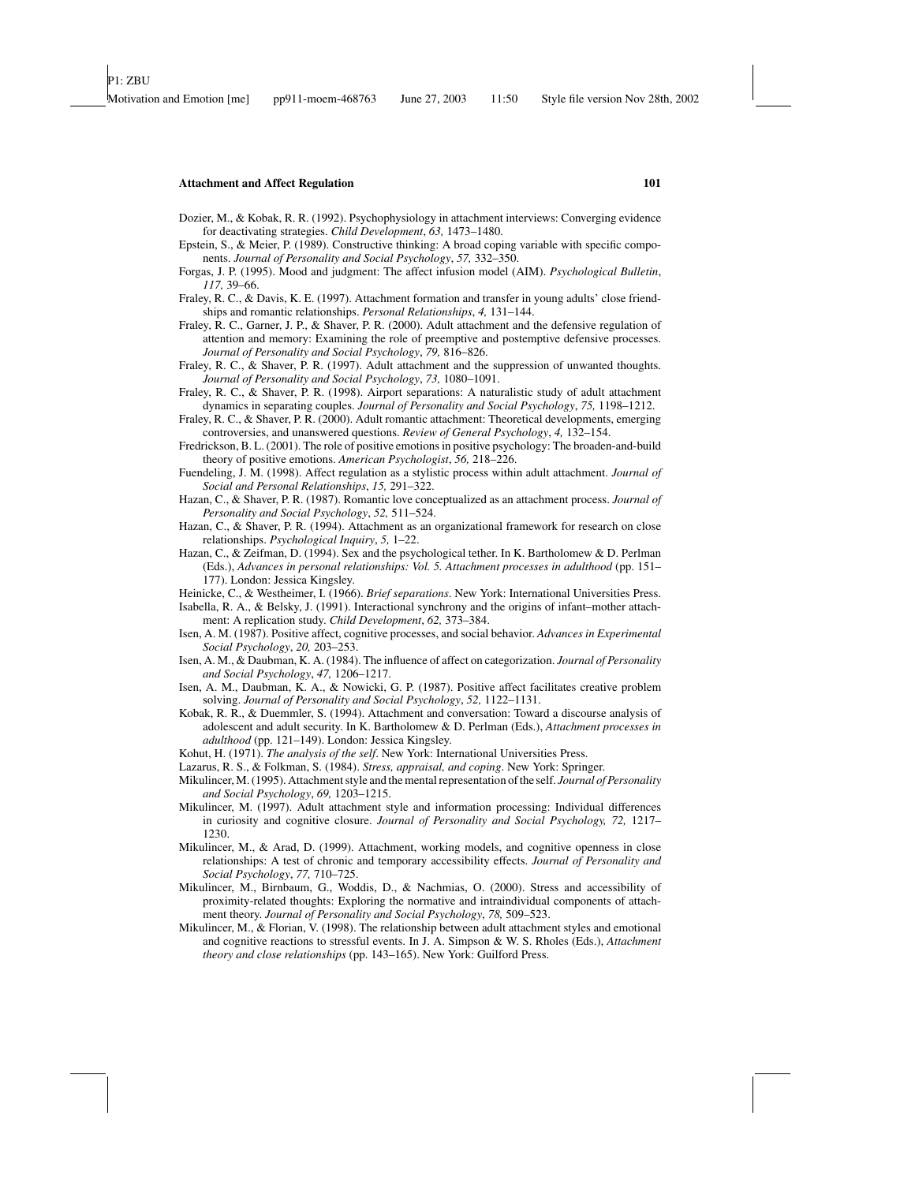Dozier, M., & Kobak, R. R. (1992). Psychophysiology in attachment interviews: Converging evidence for deactivating strategies. *Child Development*, *63,* 1473–1480.

Epstein, S., & Meier, P. (1989). Constructive thinking: A broad coping variable with specific components. *Journal of Personality and Social Psychology*, *57,* 332–350.

Forgas, J. P. (1995). Mood and judgment: The affect infusion model (AIM). *Psychological Bulletin*, *117,* 39–66.

Fraley, R. C., & Davis, K. E. (1997). Attachment formation and transfer in young adults' close friendships and romantic relationships. *Personal Relationships*, *4,* 131–144.

Fraley, R. C., Garner, J. P., & Shaver, P. R. (2000). Adult attachment and the defensive regulation of attention and memory: Examining the role of preemptive and postemptive defensive processes. *Journal of Personality and Social Psychology*, *79,* 816–826.

Fraley, R. C., & Shaver, P. R. (1997). Adult attachment and the suppression of unwanted thoughts. *Journal of Personality and Social Psychology*, *73,* 1080–1091.

Fraley, R. C., & Shaver, P. R. (1998). Airport separations: A naturalistic study of adult attachment dynamics in separating couples. *Journal of Personality and Social Psychology*, *75,* 1198–1212.

Fraley, R. C., & Shaver, P. R. (2000). Adult romantic attachment: Theoretical developments, emerging controversies, and unanswered questions. *Review of General Psychology*, *4,* 132–154.

Fredrickson, B. L. (2001). The role of positive emotions in positive psychology: The broaden-and-build theory of positive emotions. *American Psychologist*, *56,* 218–226.

Fuendeling, J. M. (1998). Affect regulation as a stylistic process within adult attachment. *Journal of Social and Personal Relationships*, *15,* 291–322.

Hazan, C., & Shaver, P. R. (1987). Romantic love conceptualized as an attachment process. *Journal of Personality and Social Psychology*, *52,* 511–524.

Hazan, C., & Shaver, P. R. (1994). Attachment as an organizational framework for research on close relationships. *Psychological Inquiry*, *5,* 1–22.

Hazan, C., & Zeifman, D. (1994). Sex and the psychological tether. In K. Bartholomew & D. Perlman (Eds.), *Advances in personal relationships: Vol. 5. Attachment processes in adulthood* (pp. 151–177). London: Jessica Kingsley.

Heinicke, C., & Westheimer, I. (1966). *Brief separations*. New York: International Universities Press.

Isabella, R. A., & Belsky, J. (1991). Interactional synchrony and the origins of infant–mother attachment: A replication study. *Child Development*, *62,* 373–384.

Isen, A. M. (1987). Positive affect, cognitive processes, and social behavior. *Advances in Experimental Social Psychology*, *20,* 203–253.

Isen, A. M., & Daubman, K. A. (1984). The influence of affect on categorization. *Journal of Personality and Social Psychology*, *47,* 1206–1217.

Isen, A. M., Daubman, K. A., & Nowicki, G. P. (1987). Positive affect facilitates creative problem solving. *Journal of Personality and Social Psychology*, *52,* 1122–1131.

Kobak, R. R., & Duemmler, S. (1994). Attachment and conversation: Toward a discourse analysis of adolescent and adult security. In K. Bartholomew & D. Perlman (Eds.), *Attachment processes in adulthood* (pp. 121–149). London: Jessica Kingsley.

Kohut, H. (1971). *The analysis of the self*. New York: International Universities Press.

Lazarus, R. S., & Folkman, S. (1984). *Stress, appraisal, and coping*. New York: Springer.

Mikulincer, M. (1995). Attachment style and the mental representation of the self. *Journal of Personality and Social Psychology*, *69,* 1203–1215.

Mikulincer, M. (1997). Adult attachment style and information processing: Individual differences in curiosity and cognitive closure. *Journal of Personality and Social Psychology, 72,* 1217–1230.

Mikulincer, M., & Arad, D. (1999). Attachment, working models, and cognitive openness in close relationships: A test of chronic and temporary accessibility effects. *Journal of Personality and Social Psychology*, *77,* 710–725.

Mikulincer, M., Birnbaum, G., Woddis, D., & Nachmias, O. (2000). Stress and accessibility of proximity-related thoughts: Exploring the normative and intraindividual components of attachment theory. *Journal of Personality and Social Psychology*, *78,* 509–523.

Mikulincer, M., & Florian, V. (1998). The relationship between adult attachment styles and emotional and cognitive reactions to stressful events. In J. A. Simpson & W. S. Rholes (Eds.), *Attachment theory and close relationships* (pp. 143–165). New York: Guilford Press.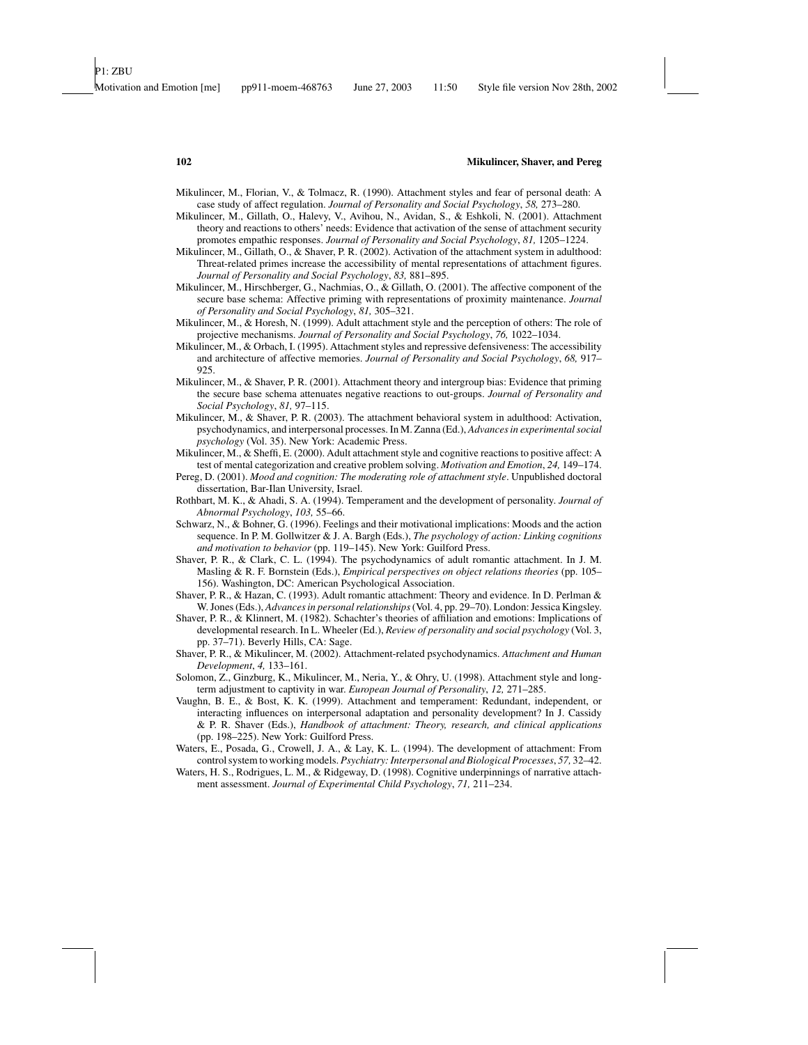Mikulincer, M., Florian, V., & Tolmacz, R. (1990). Attachment styles and fear of personal death: A case study of affect regulation. *Journal of Personality and Social Psychology*, *58,* 273–280.

Mikulincer, M., Gillath, O., Halevy, V., Avihou, N., Avidan, S., & Eshkoli, N. (2001). Attachment theory and reactions to others' needs: Evidence that activation of the sense of attachment security promotes empathic responses. *Journal of Personality and Social Psychology*, *81,* 1205–1224.

Mikulincer, M., Gillath, O., & Shaver, P. R. (2002). Activation of the attachment system in adulthood: Threat-related primes increase the accessibility of mental representations of attachment figures. *Journal of Personality and Social Psychology*, *83,* 881–895.

Mikulincer, M., Hirschberger, G., Nachmias, O., & Gillath, O. (2001). The affective component of the secure base schema: Affective priming with representations of proximity maintenance. *Journal of Personality and Social Psychology*, *81,* 305–321.

Mikulincer, M., & Horesh, N. (1999). Adult attachment style and the perception of others: The role of projective mechanisms. *Journal of Personality and Social Psychology*, *76,* 1022–1034.

Mikulincer, M., & Orbach, I. (1995). Attachment styles and repressive defensiveness: The accessibility and architecture of affective memories. *Journal of Personality and Social Psychology*, *68,* 917–925.

Mikulincer, M., & Shaver, P. R. (2001). Attachment theory and intergroup bias: Evidence that priming the secure base schema attenuates negative reactions to out-groups. *Journal of Personality and Social Psychology*, *81,* 97–115.

Mikulincer, M., & Shaver, P. R. (2003). The attachment behavioral system in adulthood: Activation, psychodynamics, and interpersonal processes. In M. Zanna (Ed.), *Advances in experimental social psychology* (Vol. 35). New York: Academic Press.

Mikulincer, M., & Sheffi, E. (2000). Adult attachment style and cognitive reactions to positive affect: A test of mental categorization and creative problem solving. *Motivation and Emotion*, *24,* 149–174.

Pereg, D. (2001). *Mood and cognition: The moderating role of attachment style*. Unpublished doctoral dissertation, Bar-Ilan University, Israel.

Rothbart, M. K., & Ahadi, S. A. (1994). Temperament and the development of personality. *Journal of Abnormal Psychology*, *103,* 55–66.

Schwarz, N., & Bohner, G. (1996). Feelings and their motivational implications: Moods and the action sequence. In P. M. Gollwitzer & J. A. Bargh (Eds.), *The psychology of action: Linking cognitions and motivation to behavior* (pp. 119–145). New York: Guilford Press.

Shaver, P. R., & Clark, C. L. (1994). The psychodynamics of adult romantic attachment. In J. M. Masling & R. F. Bornstein (Eds.), *Empirical perspectives on object relations theories* (pp. 105–156). Washington, DC: American Psychological Association.

Shaver, P. R., & Hazan, C. (1993). Adult romantic attachment: Theory and evidence. In D. Perlman & W. Jones (Eds.), *Advances in personal relationships* (Vol. 4, pp. 29–70). London: Jessica Kingsley.

Shaver, P. R., & Klinnert, M. (1982). Schachter's theories of affiliation and emotions: Implications of developmental research. In L. Wheeler (Ed.), *Review of personality and social psychology* (Vol. 3, pp. 37–71). Beverly Hills, CA: Sage.

Shaver, P. R., & Mikulincer, M. (2002). Attachment-related psychodynamics. *Attachment and Human Development*, *4,* 133–161.

Solomon, Z., Ginzburg, K., Mikulincer, M., Neria, Y., & Ohry, U. (1998). Attachment style and long-term adjustment to captivity in war. *European Journal of Personality*, *12,* 271–285.

Vaughn, B. E., & Bost, K. K. (1999). Attachment and temperament: Redundant, independent, or interacting influences on interpersonal adaptation and personality development? In J. Cassidy & P. R. Shaver (Eds.), *Handbook of attachment: Theory, research, and clinical applications* (pp. 198–225). New York: Guilford Press.

Waters, E., Posada, G., Crowell, J. A., & Lay, K. L. (1994). The development of attachment: From control system to working models. *Psychiatry: Interpersonal and Biological Processes*, *57,* 32–42.

Waters, H. S., Rodrigues, L. M., & Ridgeway, D. (1998). Cognitive underpinnings of narrative attachment assessment. *Journal of Experimental Child Psychology*, *71,* 211–234.